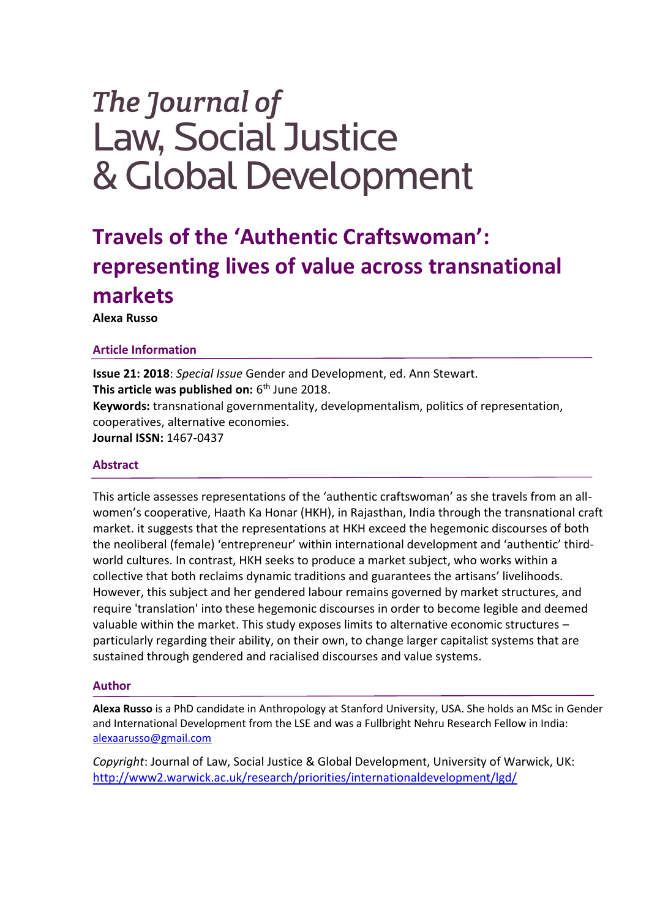# *The Journal of* Law, Social Justice & Global Development

## Travels of the 'Authentic Craftswoman': representing lives of value across transnational markets

**Alexa Russo**

### Article Information

**Issue 21: 2018**: *Special Issue* Gender and Development, ed. Ann Stewart.
**This article was published on:** 6th June 2018.
**Keywords:** transnational governmentality, developmentalism, politics of representation, cooperatives, alternative economies.
**Journal ISSN:** 1467-0437

### Abstract

This article assesses representations of the 'authentic craftswoman' as she travels from an all-women's cooperative, Haath Ka Honar (HKH), in Rajasthan, India through the transnational craft market. it suggests that the representations at HKH exceed the hegemonic discourses of both the neoliberal (female) 'entrepreneur' within international development and 'authentic' third-world cultures. In contrast, HKH seeks to produce a market subject, who works within a collective that both reclaims dynamic traditions and guarantees the artisans' livelihoods. However, this subject and her gendered labour remains governed by market structures, and require 'translation' into these hegemonic discourses in order to become legible and deemed valuable within the market. This study exposes limits to alternative economic structures – particularly regarding their ability, on their own, to change larger capitalist systems that are sustained through gendered and racialised discourses and value systems.

### Author

**Alexa Russo** is a PhD candidate in Anthropology at Stanford University, USA. She holds an MSc in Gender and International Development from the LSE and was a Fullbright Nehru Research Fellow in India: alexaarusso@gmail.com

*Copyright*: Journal of Law, Social Justice & Global Development, University of Warwick, UK: http://www2.warwick.ac.uk/research/priorities/internationaldevelopment/lgd/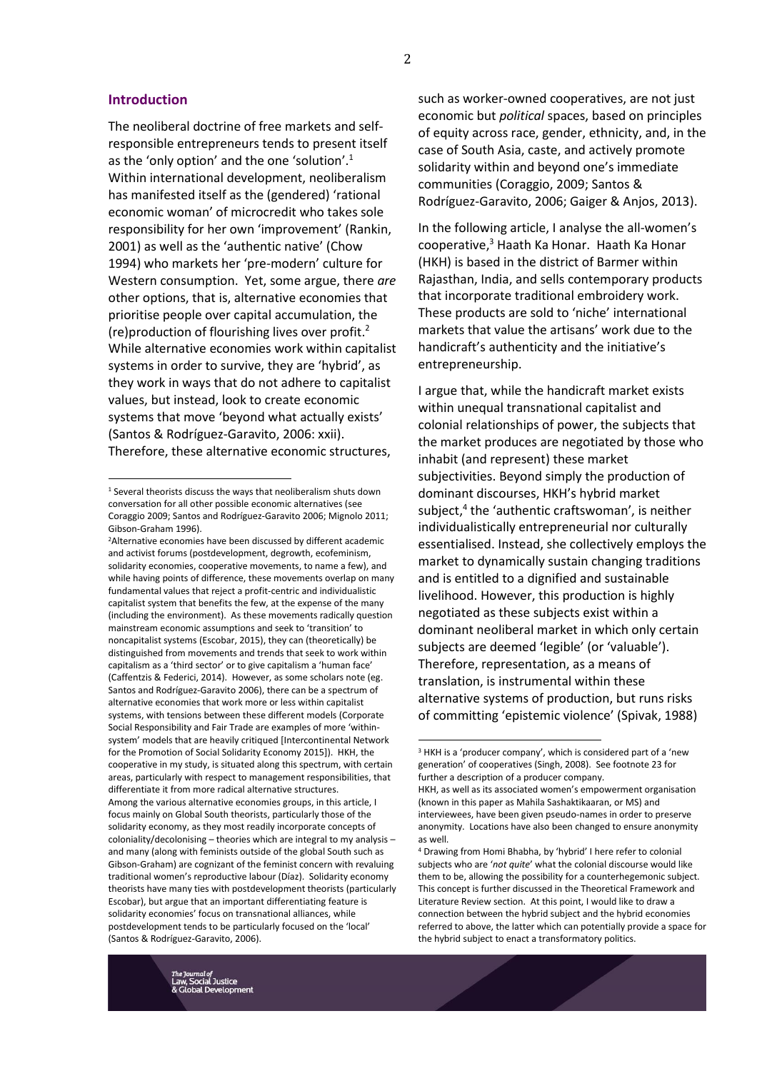## Introduction

The neoliberal doctrine of free markets and self-responsible entrepreneurs tends to present itself as the 'only option' and the one 'solution'.[1] Within international development, neoliberalism has manifested itself as the (gendered) 'rational economic woman' of microcredit who takes sole responsibility for her own 'improvement' (Rankin, 2001) as well as the 'authentic native' (Chow 1994) who markets her 'pre-modern' culture for Western consumption. Yet, some argue, there *are* other options, that is, alternative economies that prioritise people over capital accumulation, the (re)production of flourishing lives over profit.[2] While alternative economies work within capitalist systems in order to survive, they are 'hybrid', as they work in ways that do not adhere to capitalist values, but instead, look to create economic systems that move 'beyond what actually exists' (Santos & Rodríguez-Garavito, 2006: xxii). Therefore, these alternative economic structures, such as worker-owned cooperatives, are not just economic but *political* spaces, based on principles of equity across race, gender, ethnicity, and, in the case of South Asia, caste, and actively promote solidarity within and beyond one's immediate communities (Coraggio, 2009; Santos & Rodríguez-Garavito, 2006; Gaiger & Anjos, 2013).

In the following article, I analyse the all-women's cooperative,[3] Haath Ka Honar. Haath Ka Honar (HKH) is based in the district of Barmer within Rajasthan, India, and sells contemporary products that incorporate traditional embroidery work. These products are sold to 'niche' international markets that value the artisans' work due to the handicraft's authenticity and the initiative's entrepreneurship.

I argue that, while the handicraft market exists within unequal transnational capitalist and colonial relationships of power, the subjects that the market produces are negotiated by those who inhabit (and represent) these market subjectivities. Beyond simply the production of dominant discourses, HKH's hybrid market subject,[4] the 'authentic craftswoman', is neither individualistically entrepreneurial nor culturally essentialised. Instead, she collectively employs the market to dynamically sustain changing traditions and is entitled to a dignified and sustainable livelihood. However, this production is highly negotiated as these subjects exist within a dominant neoliberal market in which only certain subjects are deemed 'legible' (or 'valuable'). Therefore, representation, as a means of translation, is instrumental within these alternative systems of production, but runs risks of committing 'epistemic violence' (Spivak, 1988)

---

[1] Several theorists discuss the ways that neoliberalism shuts down conversation for all other possible economic alternatives (see Coraggio 2009; Santos and Rodríguez-Garavito 2006; Mignolo 2011; Gibson-Graham 1996).

[2] Alternative economies have been discussed by different academic and activist forums (postdevelopment, degrowth, ecofeminism, solidarity economies, cooperative movements, to name a few), and while having points of difference, these movements overlap on many fundamental values that reject a profit-centric and individualistic capitalist system that benefits the few, at the expense of the many (including the environment). As these movements radically question mainstream economic assumptions and seek to 'transition' to noncapitalist systems (Escobar, 2015), they can (theoretically) be distinguished from movements and trends that seek to work within capitalism as a 'third sector' or to give capitalism a 'human face' (Caffentzis & Federici, 2014). However, as some scholars note (eg. Santos and Rodríguez-Garavito 2006), there can be a spectrum of alternative economies that work more or less within capitalist systems, with tensions between these different models (Corporate Social Responsibility and Fair Trade are examples of more 'within-system' models that are heavily critiqued [Intercontinental Network for the Promotion of Social Solidarity Economy 2015]). HKH, the cooperative in my study, is situated along this spectrum, with certain areas, particularly with respect to management responsibilities, that differentiate it from more radical alternative structures. Among the various alternative economies groups, in this article, I focus mainly on Global South theorists, particularly those of the solidarity economy, as they most readily incorporate concepts of coloniality/decolonising – theories which are integral to my analysis – and many (along with feminists outside of the global South such as Gibson-Graham) are cognizant of the feminist concern with revaluing traditional women's reproductive labour (Díaz). Solidarity economy theorists have many ties with postdevelopment theorists (particularly Escobar), but argue that an important differentiating feature is solidarity economies' focus on transnational alliances, while postdevelopment tends to be particularly focused on the 'local' (Santos & Rodríguez-Garavito, 2006).

[3] HKH is a 'producer company', which is considered part of a 'new generation' of cooperatives (Singh, 2008). See footnote 23 for further a description of a producer company.
HKH, as well as its associated women's empowerment organisation (known in this paper as Mahila Sashaktikaaran, or MS) and interviewees, have been given pseudo-names in order to preserve anonymity. Locations have also been changed to ensure anonymity as well.

[4] Drawing from Homi Bhabha, by 'hybrid' I here refer to colonial subjects who are '*not quite*' what the colonial discourse would like them to be, allowing the possibility for a counterhegemonic subject. This concept is further discussed in the Theoretical Framework and Literature Review section. At this point, I would like to draw a connection between the hybrid subject and the hybrid economies referred to above, the latter which can potentially provide a space for the hybrid subject to enact a transformatory politics.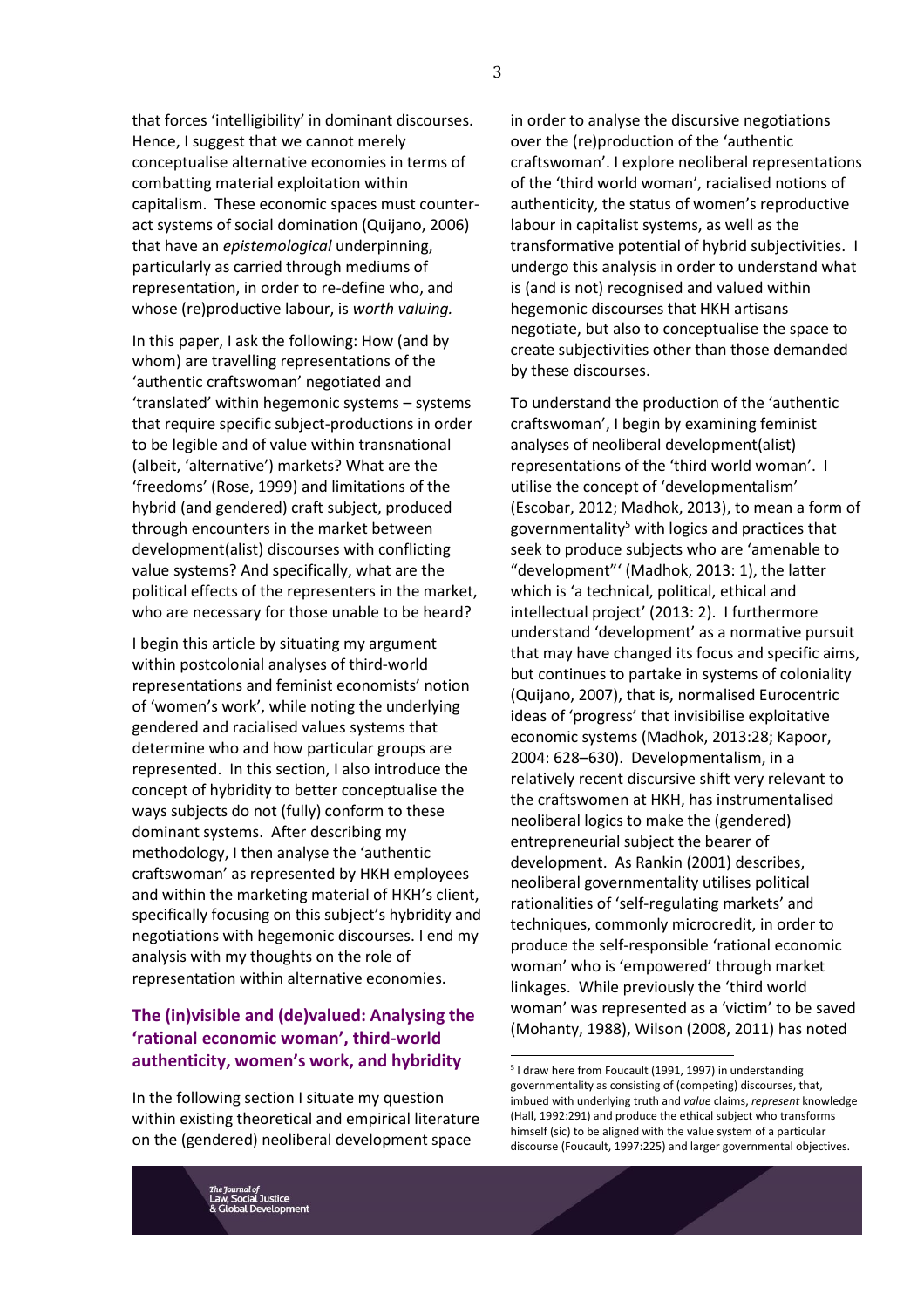that forces 'intelligibility' in dominant discourses. Hence, I suggest that we cannot merely conceptualise alternative economies in terms of combatting material exploitation within capitalism. These economic spaces must counter-act systems of social domination (Quijano, 2006) that have an *epistemological* underpinning, particularly as carried through mediums of representation, in order to re-define who, and whose (re)productive labour, is *worth valuing.*

In this paper, I ask the following: How (and by whom) are travelling representations of the 'authentic craftswoman' negotiated and 'translated' within hegemonic systems – systems that require specific subject-productions in order to be legible and of value within transnational (albeit, 'alternative') markets? What are the 'freedoms' (Rose, 1999) and limitations of the hybrid (and gendered) craft subject, produced through encounters in the market between development(alist) discourses with conflicting value systems? And specifically, what are the political effects of the representers in the market, who are necessary for those unable to be heard?

I begin this article by situating my argument within postcolonial analyses of third-world representations and feminist economists' notion of 'women's work', while noting the underlying gendered and racialised values systems that determine who and how particular groups are represented. In this section, I also introduce the concept of hybridity to better conceptualise the ways subjects do not (fully) conform to these dominant systems. After describing my methodology, I then analyse the 'authentic craftswoman' as represented by HKH employees and within the marketing material of HKH's client, specifically focusing on this subject's hybridity and negotiations with hegemonic discourses. I end my analysis with my thoughts on the role of representation within alternative economies.

## The (in)visible and (de)valued: Analysing the 'rational economic woman', third-world authenticity, women's work, and hybridity

In the following section I situate my question within existing theoretical and empirical literature on the (gendered) neoliberal development space in order to analyse the discursive negotiations over the (re)production of the 'authentic craftswoman'. I explore neoliberal representations of the 'third world woman', racialised notions of authenticity, the status of women's reproductive labour in capitalist systems, as well as the transformative potential of hybrid subjectivities. I undergo this analysis in order to understand what is (and is not) recognised and valued within hegemonic discourses that HKH artisans negotiate, but also to conceptualise the space to create subjectivities other than those demanded by these discourses.

To understand the production of the 'authentic craftswoman', I begin by examining feminist analyses of neoliberal development(alist) representations of the 'third world woman'. I utilise the concept of 'developmentalism' (Escobar, 2012; Madhok, 2013), to mean a form of governmentality[5] with logics and practices that seek to produce subjects who are 'amenable to "development"' (Madhok, 2013: 1), the latter which is 'a technical, political, ethical and intellectual project' (2013: 2). I furthermore understand 'development' as a normative pursuit that may have changed its focus and specific aims, but continues to partake in systems of coloniality (Quijano, 2007), that is, normalised Eurocentric ideas of 'progress' that invisibilise exploitative economic systems (Madhok, 2013:28; Kapoor, 2004: 628–630). Developmentalism, in a relatively recent discursive shift very relevant to the craftswomen at HKH, has instrumentalised neoliberal logics to make the (gendered) entrepreneurial subject the bearer of development. As Rankin (2001) describes, neoliberal governmentality utilises political rationalities of 'self-regulating markets' and techniques, commonly microcredit, in order to produce the self-responsible 'rational economic woman' who is 'empowered' through market linkages. While previously the 'third world woman' was represented as a 'victim' to be saved (Mohanty, 1988), Wilson (2008, 2011) has noted

[5] I draw here from Foucault (1991, 1997) in understanding governmentality as consisting of (competing) discourses, that, imbued with underlying truth and *value* claims, *represent* knowledge (Hall, 1992:291) and produce the ethical subject who transforms himself (sic) to be aligned with the value system of a particular discourse (Foucault, 1997:225) and larger governmental objectives.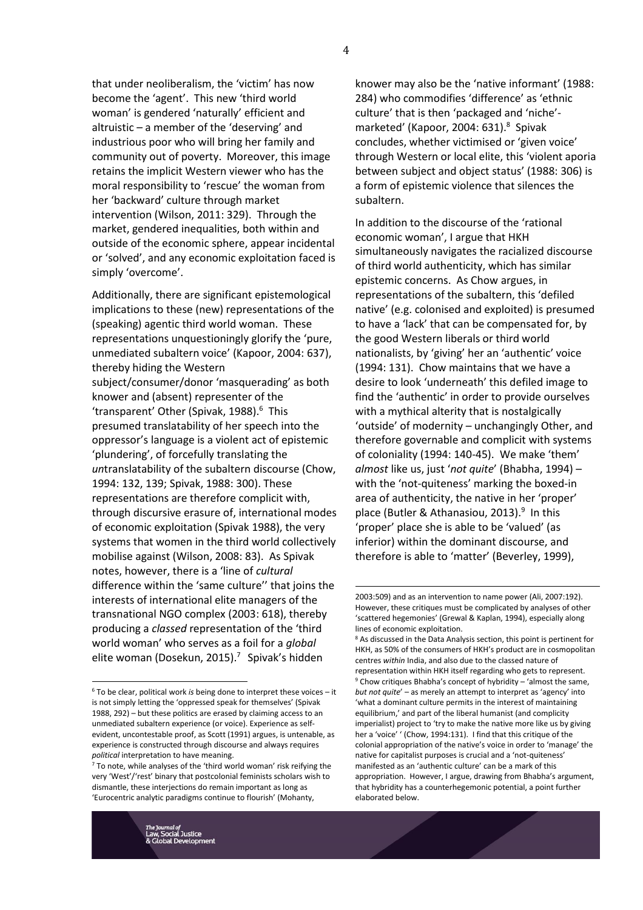that under neoliberalism, the 'victim' has now become the 'agent'. This new 'third world woman' is gendered 'naturally' efficient and altruistic – a member of the 'deserving' and industrious poor who will bring her family and community out of poverty. Moreover, this image retains the implicit Western viewer who has the moral responsibility to 'rescue' the woman from her 'backward' culture through market intervention (Wilson, 2011: 329). Through the market, gendered inequalities, both within and outside of the economic sphere, appear incidental or 'solved', and any economic exploitation faced is simply 'overcome'.

Additionally, there are significant epistemological implications to these (new) representations of the (speaking) agentic third world woman. These representations unquestioningly glorify the 'pure, unmediated subaltern voice' (Kapoor, 2004: 637), thereby hiding the Western subject/consumer/donor 'masquerading' as both knower and (absent) representer of the 'transparent' Other (Spivak, 1988).[6] This presumed translatability of her speech into the oppressor's language is a violent act of epistemic 'plundering', of forcefully translating the *un*translatability of the subaltern discourse (Chow, 1994: 132, 139; Spivak, 1988: 300). These representations are therefore complicit with, through discursive erasure of, international modes of economic exploitation (Spivak 1988), the very systems that women in the third world collectively mobilise against (Wilson, 2008: 83). As Spivak notes, however, there is a 'line of *cultural* difference within the 'same culture'' that joins the interests of international elite managers of the transnational NGO complex (2003: 618), thereby producing a *classed* representation of the 'third world woman' who serves as a foil for a *global* elite woman (Dosekun, 2015).[7] Spivak's hidden knower may also be the 'native informant' (1988: 284) who commodifies 'difference' as 'ethnic culture' that is then 'packaged and 'niche'-marketed' (Kapoor, 2004: 631).[8] Spivak concludes, whether victimised or 'given voice' through Western or local elite, this 'violent aporia between subject and object status' (1988: 306) is a form of epistemic violence that silences the subaltern.

In addition to the discourse of the 'rational economic woman', I argue that HKH simultaneously navigates the racialized discourse of third world authenticity, which has similar epistemic concerns. As Chow argues, in representations of the subaltern, this 'defiled native' (e.g. colonised and exploited) is presumed to have a 'lack' that can be compensated for, by the good Western liberals or third world nationalists, by 'giving' her an 'authentic' voice (1994: 131). Chow maintains that we have a desire to look 'underneath' this defiled image to find the 'authentic' in order to provide ourselves with a mythical alterity that is nostalgically 'outside' of modernity – unchangingly Other, and therefore governable and complicit with systems of coloniality (1994: 140-45). We make 'them' *almost* like us, just '*not quite*' (Bhabha, 1994) – with the 'not-quiteness' marking the boxed-in area of authenticity, the native in her 'proper' place (Butler & Athanasiou, 2013).[9] In this 'proper' place she is able to be 'valued' (as inferior) within the dominant discourse, and therefore is able to 'matter' (Beverley, 1999),

---

[6] To be clear, political work *is* being done to interpret these voices – it is not simply letting the 'oppressed speak for themselves' (Spivak 1988, 292) – but these politics are erased by claiming access to an unmediated subaltern experience (or voice). Experience as self-evident, uncontestable proof, as Scott (1991) argues, is untenable, as experience is constructed through discourse and always requires *political* interpretation to have meaning.

[7] To note, while analyses of the 'third world woman' risk reifying the very 'West'/'rest' binary that postcolonial feminists scholars wish to dismantle, these interjections do remain important as long as 'Eurocentric analytic paradigms continue to flourish' (Mohanty, 2003:509) and as an intervention to name power (Ali, 2007:192). However, these critiques must be complicated by analyses of other 'scattered hegemonies' (Grewal & Kaplan, 1994), especially along lines of economic exploitation.

[8] As discussed in the Data Analysis section, this point is pertinent for HKH, as 50% of the consumers of HKH's product are in cosmopolitan centres *within* India, and also due to the classed nature of representation within HKH itself regarding who gets to represent.

[9] Chow critiques Bhabha's concept of hybridity – 'almost the same, *but not quite*' – as merely an attempt to interpret as 'agency' into 'what a dominant culture permits in the interest of maintaining equilibrium,' and part of the liberal humanist (and complicity imperialist) project to 'try to make the native more like us by giving her a 'voice' ' (Chow, 1994:131). I find that this critique of the colonial appropriation of the native's voice in order to 'manage' the native for capitalist purposes is crucial and a 'not-quiteness' manifested as an 'authentic culture' can be a mark of this appropriation. However, I argue, drawing from Bhabha's argument, that hybridity has a counterhegemonic potential, a point further elaborated below.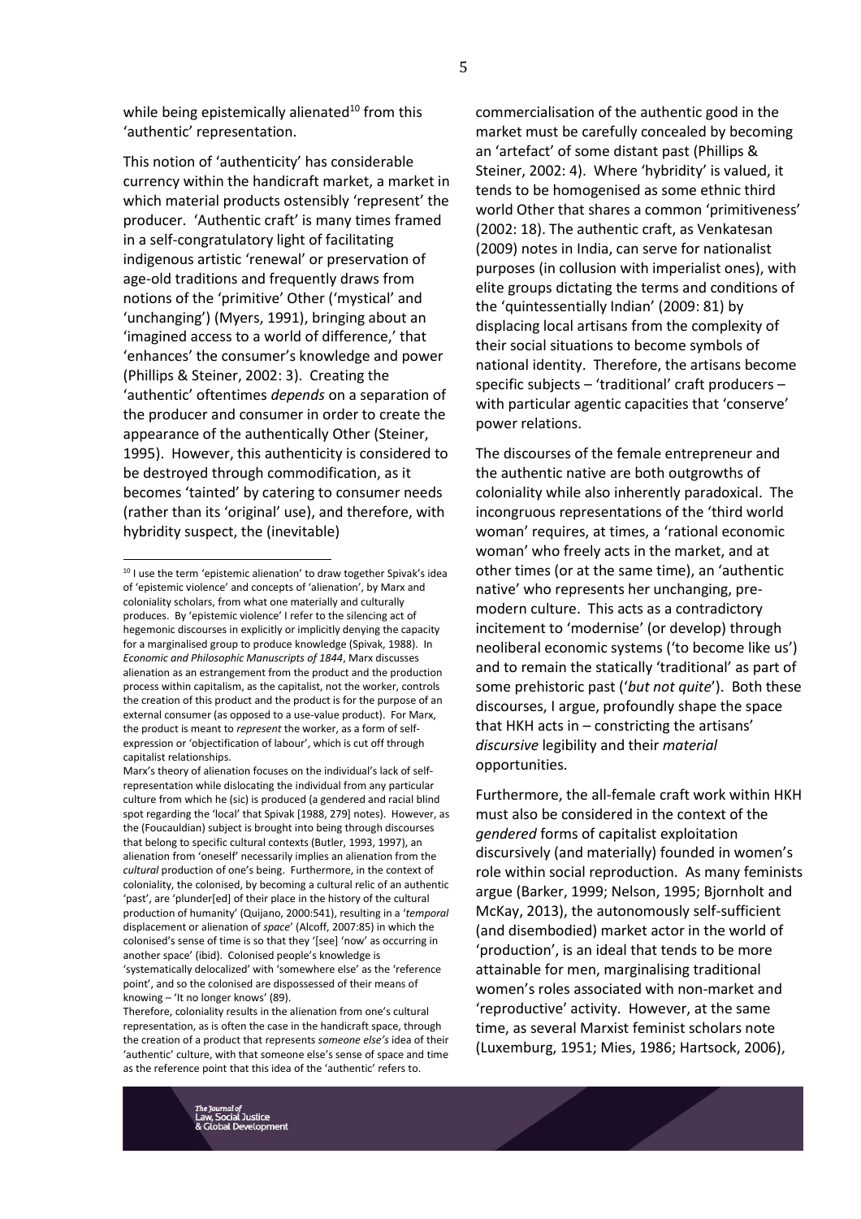while being epistemically alienated[10] from this 'authentic' representation.

This notion of 'authenticity' has considerable currency within the handicraft market, a market in which material products ostensibly 'represent' the producer. 'Authentic craft' is many times framed in a self-congratulatory light of facilitating indigenous artistic 'renewal' or preservation of age-old traditions and frequently draws from notions of the 'primitive' Other ('mystical' and 'unchanging') (Myers, 1991), bringing about an 'imagined access to a world of difference,' that 'enhances' the consumer's knowledge and power (Phillips & Steiner, 2002: 3). Creating the 'authentic' oftentimes *depends* on a separation of the producer and consumer in order to create the appearance of the authentically Other (Steiner, 1995). However, this authenticity is considered to be destroyed through commodification, as it becomes 'tainted' by catering to consumer needs (rather than its 'original' use), and therefore, with hybridity suspect, the (inevitable) commercialisation of the authentic good in the market must be carefully concealed by becoming an 'artefact' of some distant past (Phillips & Steiner, 2002: 4). Where 'hybridity' is valued, it tends to be homogenised as some ethnic third world Other that shares a common 'primitiveness' (2002: 18). The authentic craft, as Venkatesan (2009) notes in India, can serve for nationalist purposes (in collusion with imperialist ones), with elite groups dictating the terms and conditions of the 'quintessentially Indian' (2009: 81) by displacing local artisans from the complexity of their social situations to become symbols of national identity. Therefore, the artisans become specific subjects – 'traditional' craft producers – with particular agentic capacities that 'conserve' power relations.

The discourses of the female entrepreneur and the authentic native are both outgrowths of coloniality while also inherently paradoxical. The incongruous representations of the 'third world woman' requires, at times, a 'rational economic woman' who freely acts in the market, and at other times (or at the same time), an 'authentic native' who represents her unchanging, pre-modern culture. This acts as a contradictory incitement to 'modernise' (or develop) through neoliberal economic systems ('to become like us') and to remain the statically 'traditional' as part of some prehistoric past ('*but not quite*'). Both these discourses, I argue, profoundly shape the space that HKH acts in – constricting the artisans' *discursive* legibility and their *material* opportunities.

Furthermore, the all-female craft work within HKH must also be considered in the context of the *gendered* forms of capitalist exploitation discursively (and materially) founded in women's role within social reproduction. As many feminists argue (Barker, 1999; Nelson, 1995; Bjornholt and McKay, 2013), the autonomously self-sufficient (and disembodied) market actor in the world of 'production', is an ideal that tends to be more attainable for men, marginalising traditional women's roles associated with non-market and 'reproductive' activity. However, at the same time, as several Marxist feminist scholars note (Luxemburg, 1951; Mies, 1986; Hartsock, 2006),

---

[10] I use the term 'epistemic alienation' to draw together Spivak's idea of 'epistemic violence' and concepts of 'alienation', by Marx and coloniality scholars, from what one materially and culturally produces. By 'epistemic violence' I refer to the silencing act of hegemonic discourses in explicitly or implicitly denying the capacity for a marginalised group to produce knowledge (Spivak, 1988). In *Economic and Philosophic Manuscripts of 1844*, Marx discusses alienation as an estrangement from the product and the production process within capitalism, as the capitalist, not the worker, controls the creation of this product and the product is for the purpose of an external consumer (as opposed to a use-value product). For Marx, the product is meant to *represent* the worker, as a form of self-expression or 'objectification of labour', which is cut off through capitalist relationships.

Marx's theory of alienation focuses on the individual's lack of self-representation while dislocating the individual from any particular culture from which he (sic) is produced (a gendered and racial blind spot regarding the 'local' that Spivak [1988, 279] notes). However, as the (Foucauldian) subject is brought into being through discourses that belong to specific cultural contexts (Butler, 1993, 1997), an alienation from 'oneself' necessarily implies an alienation from the *cultural* production of one's being. Furthermore, in the context of coloniality, the colonised, by becoming a cultural relic of an authentic 'past', are 'plunder[ed] of their place in the history of the cultural production of humanity' (Quijano, 2000:541), resulting in a '*temporal* displacement or alienation of *space*' (Alcoff, 2007:85) in which the colonised's sense of time is so that they '[see] 'now' as occurring in another space' (ibid). Colonised people's knowledge is 'systematically delocalized' with 'somewhere else' as the 'reference point', and so the colonised are dispossessed of their means of knowing – 'It no longer knows' (89).

Therefore, coloniality results in the alienation from one's cultural representation, as is often the case in the handicraft space, through the creation of a product that represents *someone else's* idea of their 'authentic' culture, with that someone else's sense of space and time as the reference point that this idea of the 'authentic' refers to.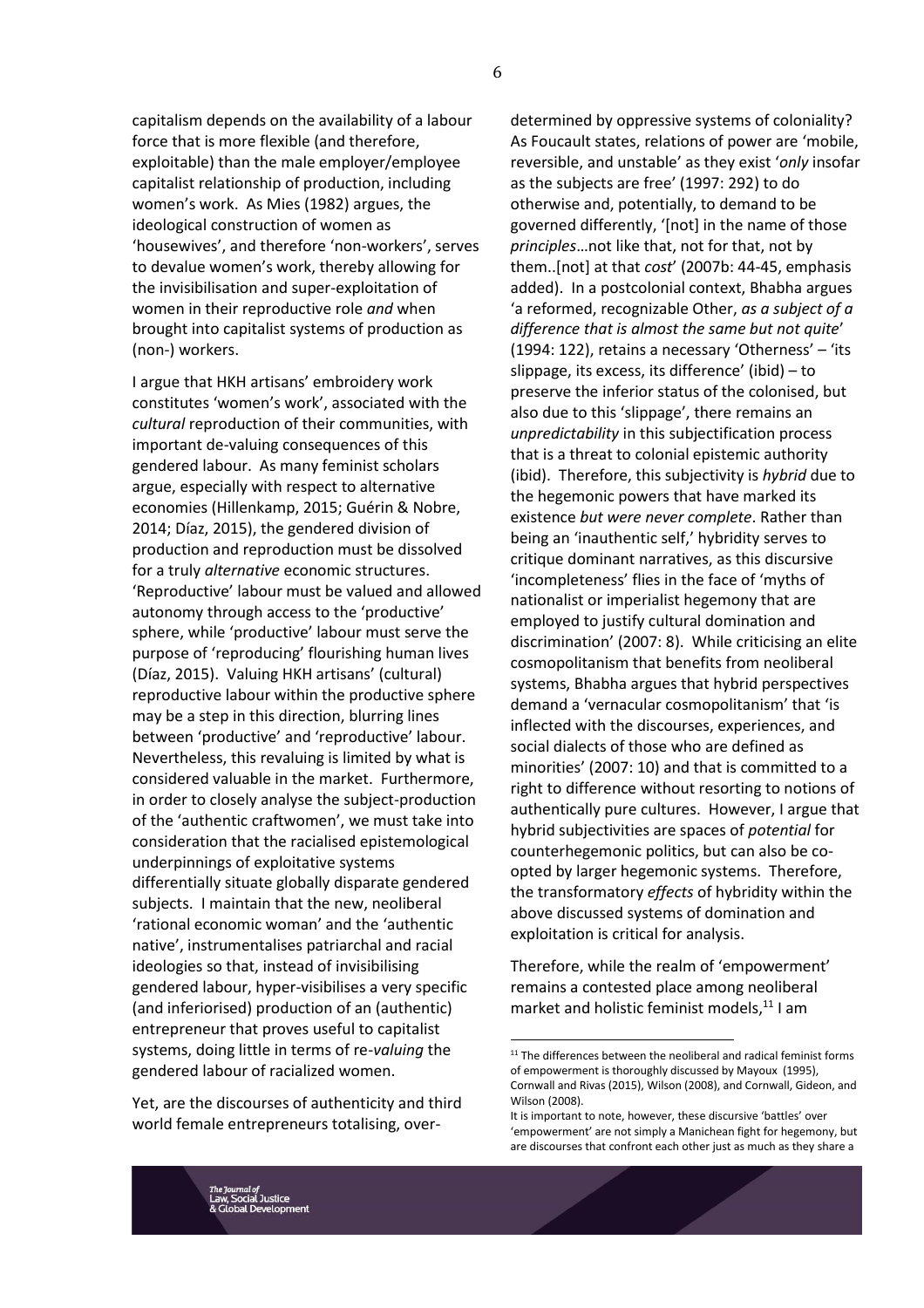capitalism depends on the availability of a labour force that is more flexible (and therefore, exploitable) than the male employer/employee capitalist relationship of production, including women's work. As Mies (1982) argues, the ideological construction of women as 'housewives', and therefore 'non-workers', serves to devalue women's work, thereby allowing for the invisibilisation and super-exploitation of women in their reproductive role *and* when brought into capitalist systems of production as (non-) workers.

I argue that HKH artisans' embroidery work constitutes 'women's work', associated with the *cultural* reproduction of their communities, with important de-valuing consequences of this gendered labour. As many feminist scholars argue, especially with respect to alternative economies (Hillenkamp, 2015; Guérin & Nobre, 2014; Díaz, 2015), the gendered division of production and reproduction must be dissolved for a truly *alternative* economic structures. 'Reproductive' labour must be valued and allowed autonomy through access to the 'productive' sphere, while 'productive' labour must serve the purpose of 'reproducing' flourishing human lives (Díaz, 2015). Valuing HKH artisans' (cultural) reproductive labour within the productive sphere may be a step in this direction, blurring lines between 'productive' and 'reproductive' labour. Nevertheless, this revaluing is limited by what is considered valuable in the market. Furthermore, in order to closely analyse the subject-production of the 'authentic craftwomen', we must take into consideration that the racialised epistemological underpinnings of exploitative systems differentially situate globally disparate gendered subjects. I maintain that the new, neoliberal 'rational economic woman' and the 'authentic native', instrumentalises patriarchal and racial ideologies so that, instead of invisibilising gendered labour, hyper-visibilises a very specific (and inferiorised) production of an (authentic) entrepreneur that proves useful to capitalist systems, doing little in terms of re-*valuing* the gendered labour of racialized women.

Yet, are the discourses of authenticity and third world female entrepreneurs totalising, over-determined by oppressive systems of coloniality? As Foucault states, relations of power are 'mobile, reversible, and unstable' as they exist '*only* insofar as the subjects are free' (1997: 292) to do otherwise and, potentially, to demand to be governed differently, '[not] in the name of those *principles*…not like that, not for that, not by them..[not] at that *cost*' (2007b: 44-45, emphasis added). In a postcolonial context, Bhabha argues 'a reformed, recognizable Other, *as a subject of a difference that is almost the same but not quite*' (1994: 122), retains a necessary 'Otherness' – 'its slippage, its excess, its difference' (ibid) – to preserve the inferior status of the colonised, but also due to this 'slippage', there remains an *unpredictability* in this subjectification process that is a threat to colonial epistemic authority (ibid). Therefore, this subjectivity is *hybrid* due to the hegemonic powers that have marked its existence *but were never complete*. Rather than being an 'inauthentic self,' hybridity serves to critique dominant narratives, as this discursive 'incompleteness' flies in the face of 'myths of nationalist or imperialist hegemony that are employed to justify cultural domination and discrimination' (2007: 8). While criticising an elite cosmopolitanism that benefits from neoliberal systems, Bhabha argues that hybrid perspectives demand a 'vernacular cosmopolitanism' that 'is inflected with the discourses, experiences, and social dialects of those who are defined as minorities' (2007: 10) and that is committed to a right to difference without resorting to notions of authentically pure cultures. However, I argue that hybrid subjectivities are spaces of *potential* for counterhegemonic politics, but can also be co-opted by larger hegemonic systems. Therefore, the transformatory *effects* of hybridity within the above discussed systems of domination and exploitation is critical for analysis.

Therefore, while the realm of 'empowerment' remains a contested place among neoliberal market and holistic feminist models,[11] I am

[11] The differences between the neoliberal and radical feminist forms of empowerment is thoroughly discussed by Mayoux (1995), Cornwall and Rivas (2015), Wilson (2008), and Cornwall, Gideon, and Wilson (2008).
It is important to note, however, these discursive 'battles' over 'empowerment' are not simply a Manichean fight for hegemony, but are discourses that confront each other just as much as they share a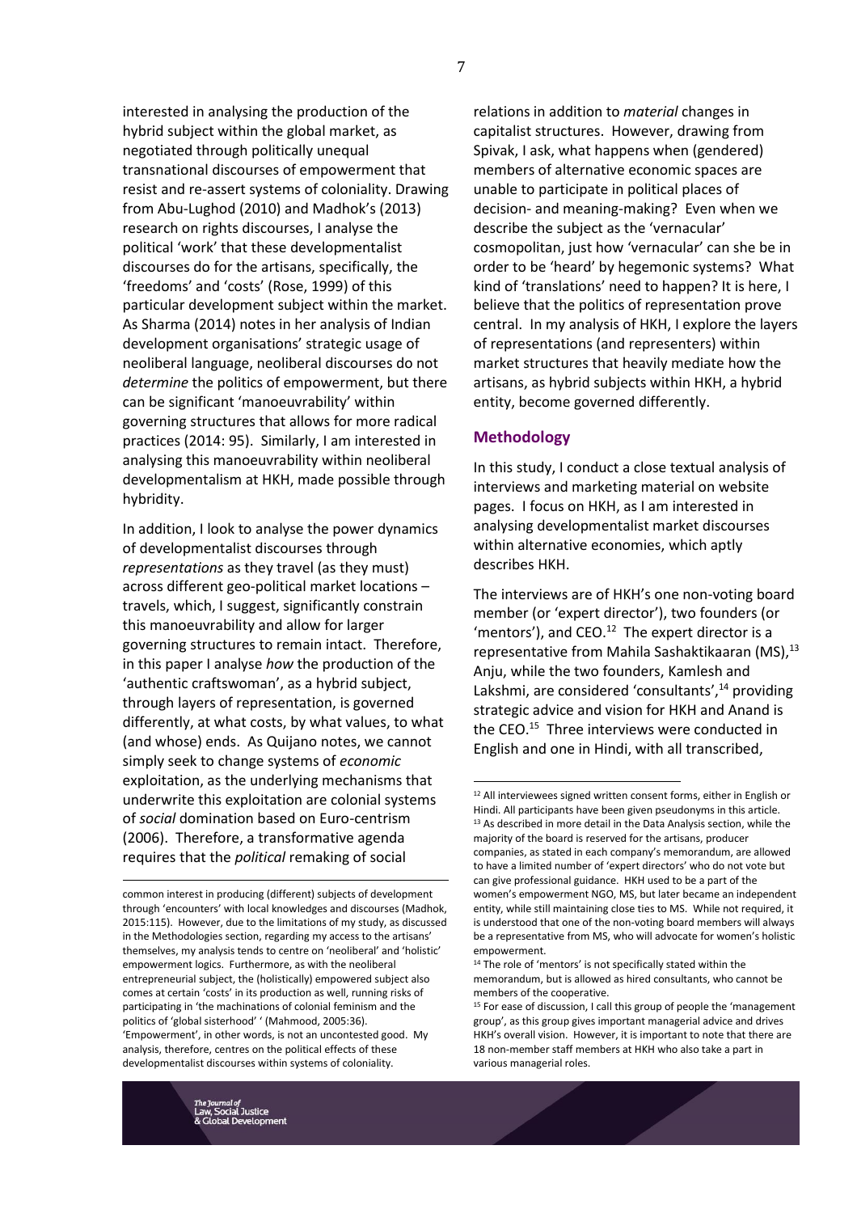interested in analysing the production of the hybrid subject within the global market, as negotiated through politically unequal transnational discourses of empowerment that resist and re-assert systems of coloniality. Drawing from Abu-Lughod (2010) and Madhok's (2013) research on rights discourses, I analyse the political 'work' that these developmentalist discourses do for the artisans, specifically, the 'freedoms' and 'costs' (Rose, 1999) of this particular development subject within the market. As Sharma (2014) notes in her analysis of Indian development organisations' strategic usage of neoliberal language, neoliberal discourses do not *determine* the politics of empowerment, but there can be significant 'manoeuvrability' within governing structures that allows for more radical practices (2014: 95). Similarly, I am interested in analysing this manoeuvrability within neoliberal developmentalism at HKH, made possible through hybridity.

In addition, I look to analyse the power dynamics of developmentalist discourses through *representations* as they travel (as they must) across different geo-political market locations – travels, which, I suggest, significantly constrain this manoeuvrability and allow for larger governing structures to remain intact. Therefore, in this paper I analyse *how* the production of the 'authentic craftswoman', as a hybrid subject, through layers of representation, is governed differently, at what costs, by what values, to what (and whose) ends. As Quijano notes, we cannot simply seek to change systems of *economic* exploitation, as the underlying mechanisms that underwrite this exploitation are colonial systems of *social* domination based on Euro-centrism (2006). Therefore, a transformative agenda requires that the *political* remaking of social relations in addition to *material* changes in capitalist structures. However, drawing from Spivak, I ask, what happens when (gendered) members of alternative economic spaces are unable to participate in political places of decision- and meaning-making? Even when we describe the subject as the 'vernacular' cosmopolitan, just how 'vernacular' can she be in order to be 'heard' by hegemonic systems? What kind of 'translations' need to happen? It is here, I believe that the politics of representation prove central. In my analysis of HKH, I explore the layers of representations (and representers) within market structures that heavily mediate how the artisans, as hybrid subjects within HKH, a hybrid entity, become governed differently.

## Methodology

In this study, I conduct a close textual analysis of interviews and marketing material on website pages. I focus on HKH, as I am interested in analysing developmentalist market discourses within alternative economies, which aptly describes HKH.

The interviews are of HKH's one non-voting board member (or 'expert director'), two founders (or 'mentors'), and CEO.[12] The expert director is a representative from Mahila Sashaktikaaran (MS),[13] Anju, while the two founders, Kamlesh and Lakshmi, are considered 'consultants',[14] providing strategic advice and vision for HKH and Anand is the CEO.[15] Three interviews were conducted in English and one in Hindi, with all transcribed,

---

common interest in producing (different) subjects of development through 'encounters' with local knowledges and discourses (Madhok, 2015:115). However, due to the limitations of my study, as discussed in the Methodologies section, regarding my access to the artisans' themselves, my analysis tends to centre on 'neoliberal' and 'holistic' empowerment logics. Furthermore, as with the neoliberal entrepreneurial subject, the (holistically) empowered subject also comes at certain 'costs' in its production as well, running risks of participating in 'the machinations of colonial feminism and the politics of 'global sisterhood' ' (Mahmood, 2005:36). 'Empowerment', in other words, is not an uncontested good. My analysis, therefore, centres on the political effects of these developmentalist discourses within systems of coloniality.

[12] All interviewees signed written consent forms, either in English or Hindi. All participants have been given pseudonyms in this article.

[13] As described in more detail in the Data Analysis section, while the majority of the board is reserved for the artisans, producer companies, as stated in each company's memorandum, are allowed to have a limited number of 'expert directors' who do not vote but can give professional guidance. HKH used to be a part of the women's empowerment NGO, MS, but later became an independent entity, while still maintaining close ties to MS. While not required, it is understood that one of the non-voting board members will always be a representative from MS, who will advocate for women's holistic empowerment.

[14] The role of 'mentors' is not specifically stated within the memorandum, but is allowed as hired consultants, who cannot be members of the cooperative.

[15] For ease of discussion, I call this group of people the 'management group', as this group gives important managerial advice and drives HKH's overall vision. However, it is important to note that there are 18 non-member staff members at HKH who also take a part in various managerial roles.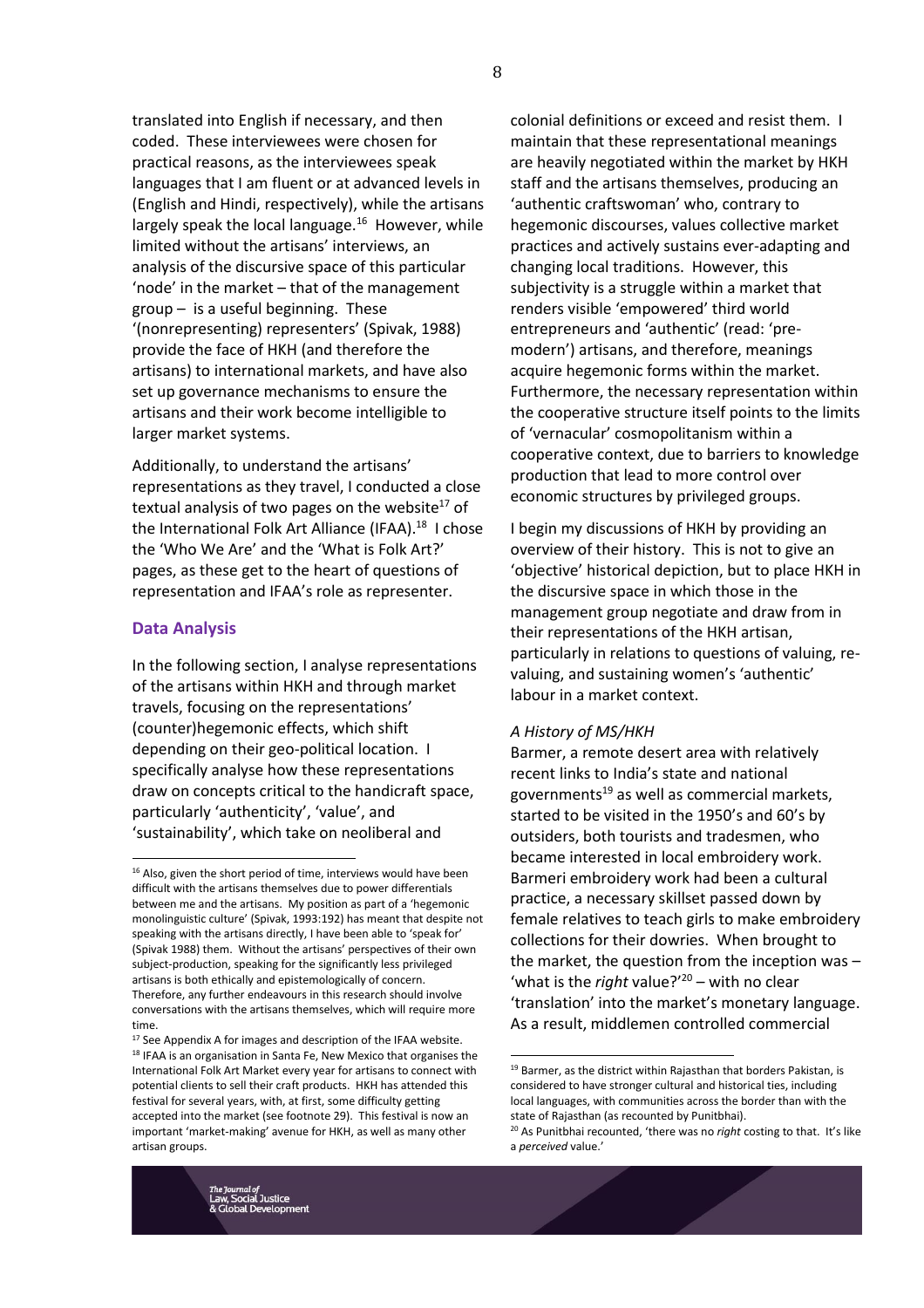translated into English if necessary, and then coded. These interviewees were chosen for practical reasons, as the interviewees speak languages that I am fluent or at advanced levels in (English and Hindi, respectively), while the artisans largely speak the local language.[16] However, while limited without the artisans' interviews, an analysis of the discursive space of this particular 'node' in the market – that of the management group – is a useful beginning. These '(nonrepresenting) representers' (Spivak, 1988) provide the face of HKH (and therefore the artisans) to international markets, and have also set up governance mechanisms to ensure the artisans and their work become intelligible to larger market systems.

Additionally, to understand the artisans' representations as they travel, I conducted a close textual analysis of two pages on the website[17] of the International Folk Art Alliance (IFAA).[18] I chose the 'Who We Are' and the 'What is Folk Art?' pages, as these get to the heart of questions of representation and IFAA's role as representer.

## Data Analysis

In the following section, I analyse representations of the artisans within HKH and through market travels, focusing on the representations' (counter)hegemonic effects, which shift depending on their geo-political location. I specifically analyse how these representations draw on concepts critical to the handicraft space, particularly 'authenticity', 'value', and 'sustainability', which take on neoliberal and colonial definitions or exceed and resist them. I maintain that these representational meanings are heavily negotiated within the market by HKH staff and the artisans themselves, producing an 'authentic craftswoman' who, contrary to hegemonic discourses, values collective market practices and actively sustains ever-adapting and changing local traditions. However, this subjectivity is a struggle within a market that renders visible 'empowered' third world entrepreneurs and 'authentic' (read: 'pre-modern') artisans, and therefore, meanings acquire hegemonic forms within the market. Furthermore, the necessary representation within the cooperative structure itself points to the limits of 'vernacular' cosmopolitanism within a cooperative context, due to barriers to knowledge production that lead to more control over economic structures by privileged groups.

I begin my discussions of HKH by providing an overview of their history. This is not to give an 'objective' historical depiction, but to place HKH in the discursive space in which those in the management group negotiate and draw from in their representations of the HKH artisan, particularly in relations to questions of valuing, re-valuing, and sustaining women's 'authentic' labour in a market context.

### *A History of MS/HKH*

Barmer, a remote desert area with relatively recent links to India's state and national governments[19] as well as commercial markets, started to be visited in the 1950's and 60's by outsiders, both tourists and tradesmen, who became interested in local embroidery work. Barmeri embroidery work had been a cultural practice, a necessary skillset passed down by female relatives to teach girls to make embroidery collections for their dowries. When brought to the market, the question from the inception was – 'what is the *right* value?'[20] – with no clear 'translation' into the market's monetary language. As a result, middlemen controlled commercial

---

[16] Also, given the short period of time, interviews would have been difficult with the artisans themselves due to power differentials between me and the artisans. My position as part of a 'hegemonic monolinguistic culture' (Spivak, 1993:192) has meant that despite not speaking with the artisans directly, I have been able to 'speak for' (Spivak 1988) them. Without the artisans' perspectives of their own subject-production, speaking for the significantly less privileged artisans is both ethically and epistemologically of concern. Therefore, any further endeavours in this research should involve conversations with the artisans themselves, which will require more time.

[17] See Appendix A for images and description of the IFAA website.

[18] IFAA is an organisation in Santa Fe, New Mexico that organises the International Folk Art Market every year for artisans to connect with potential clients to sell their craft products. HKH has attended this festival for several years, with, at first, some difficulty getting accepted into the market (see footnote 29). This festival is now an important 'market-making' avenue for HKH, as well as many other artisan groups.

[19] Barmer, as the district within Rajasthan that borders Pakistan, is considered to have stronger cultural and historical ties, including local languages, with communities across the border than with the state of Rajasthan (as recounted by Punitbhai).

[20] As Punitbhai recounted, 'there was no *right* costing to that. It's like a *perceived* value.'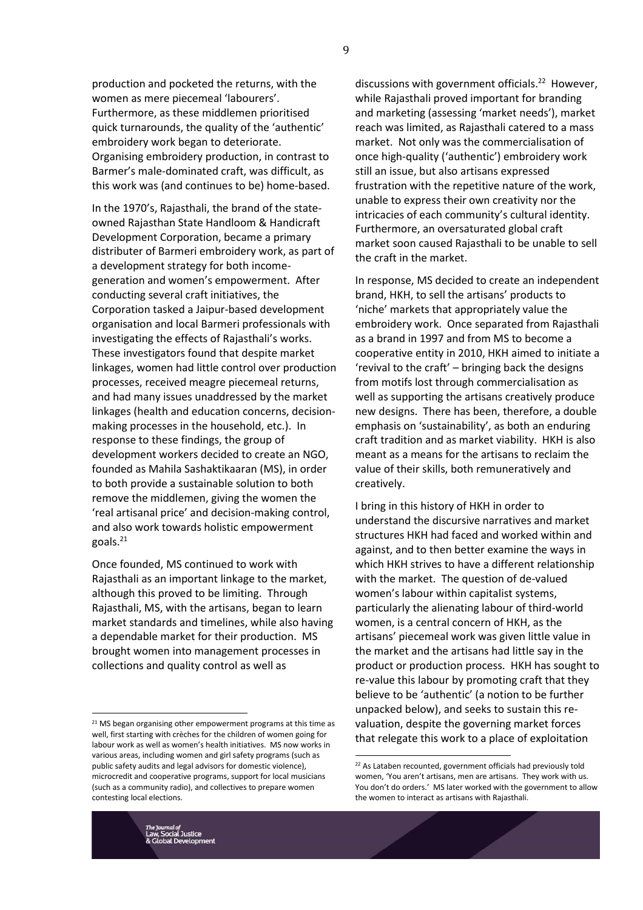production and pocketed the returns, with the women as mere piecemeal 'labourers'. Furthermore, as these middlemen prioritised quick turnarounds, the quality of the 'authentic' embroidery work began to deteriorate. Organising embroidery production, in contrast to Barmer's male-dominated craft, was difficult, as this work was (and continues to be) home-based.

In the 1970's, Rajasthali, the brand of the state-owned Rajasthan State Handloom & Handicraft Development Corporation, became a primary distributer of Barmeri embroidery work, as part of a development strategy for both income-generation and women's empowerment. After conducting several craft initiatives, the Corporation tasked a Jaipur-based development organisation and local Barmeri professionals with investigating the effects of Rajasthali's works. These investigators found that despite market linkages, women had little control over production processes, received meagre piecemeal returns, and had many issues unaddressed by the market linkages (health and education concerns, decision-making processes in the household, etc.). In response to these findings, the group of development workers decided to create an NGO, founded as Mahila Sashaktikaaran (MS), in order to both provide a sustainable solution to both remove the middlemen, giving the women the 'real artisanal price' and decision-making control, and also work towards holistic empowerment goals.[21]

Once founded, MS continued to work with Rajasthali as an important linkage to the market, although this proved to be limiting. Through Rajasthali, MS, with the artisans, began to learn market standards and timelines, while also having a dependable market for their production. MS brought women into management processes in collections and quality control as well as discussions with government officials.[22] However, while Rajasthali proved important for branding and marketing (assessing 'market needs'), market reach was limited, as Rajasthali catered to a mass market. Not only was the commercialisation of once high-quality ('authentic') embroidery work still an issue, but also artisans expressed frustration with the repetitive nature of the work, unable to express their own creativity nor the intricacies of each community's cultural identity. Furthermore, an oversaturated global craft market soon caused Rajasthali to be unable to sell the craft in the market.

In response, MS decided to create an independent brand, HKH, to sell the artisans' products to 'niche' markets that appropriately value the embroidery work. Once separated from Rajasthali as a brand in 1997 and from MS to become a cooperative entity in 2010, HKH aimed to initiate a 'revival to the craft' – bringing back the designs from motifs lost through commercialisation as well as supporting the artisans creatively produce new designs. There has been, therefore, a double emphasis on 'sustainability', as both an enduring craft tradition and as market viability. HKH is also meant as a means for the artisans to reclaim the value of their skills, both remuneratively and creatively.

I bring in this history of HKH in order to understand the discursive narratives and market structures HKH had faced and worked within and against, and to then better examine the ways in which HKH strives to have a different relationship with the market. The question of de-valued women's labour within capitalist systems, particularly the alienating labour of third-world women, is a central concern of HKH, as the artisans' piecemeal work was given little value in the market and the artisans had little say in the product or production process. HKH has sought to re-value this labour by promoting craft that they believe to be 'authentic' (a notion to be further unpacked below), and seeks to sustain this re-valuation, despite the governing market forces that relegate this work to a place of exploitation

---

[21] MS began organising other empowerment programs at this time as well, first starting with crèches for the children of women going for labour work as well as women's health initiatives. MS now works in various areas, including women and girl safety programs (such as public safety audits and legal advisors for domestic violence), microcredit and cooperative programs, support for local musicians (such as a community radio), and collectives to prepare women contesting local elections.

[22] As Lataben recounted, government officials had previously told women, 'You aren't artisans, men are artisans. They work with us. You don't do orders.' MS later worked with the government to allow the women to interact as artisans with Rajasthali.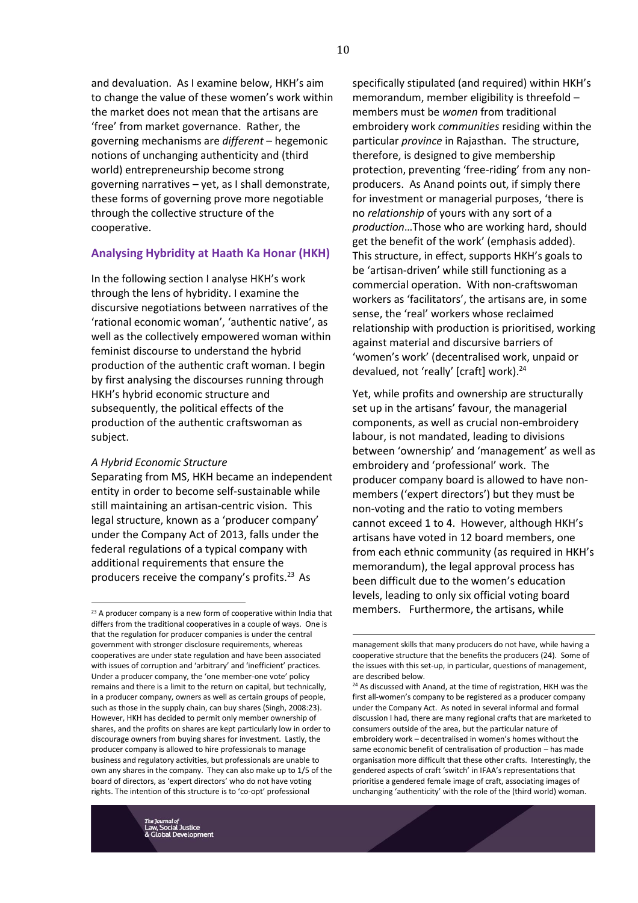and devaluation. As I examine below, HKH's aim to change the value of these women's work within the market does not mean that the artisans are 'free' from market governance. Rather, the governing mechanisms are *different* – hegemonic notions of unchanging authenticity and (third world) entrepreneurship become strong governing narratives – yet, as I shall demonstrate, these forms of governing prove more negotiable through the collective structure of the cooperative.

## Analysing Hybridity at Haath Ka Honar (HKH)

In the following section I analyse HKH's work through the lens of hybridity. I examine the discursive negotiations between narratives of the 'rational economic woman', 'authentic native', as well as the collectively empowered woman within feminist discourse to understand the hybrid production of the authentic craft woman. I begin by first analysing the discourses running through HKH's hybrid economic structure and subsequently, the political effects of the production of the authentic craftswoman as subject.

### *A Hybrid Economic Structure*

Separating from MS, HKH became an independent entity in order to become self-sustainable while still maintaining an artisan-centric vision. This legal structure, known as a 'producer company' under the Company Act of 2013, falls under the federal regulations of a typical company with additional requirements that ensure the producers receive the company's profits.[23] As specifically stipulated (and required) within HKH's memorandum, member eligibility is threefold – members must be *women* from traditional embroidery work *communities* residing within the particular *province* in Rajasthan. The structure, therefore, is designed to give membership protection, preventing 'free-riding' from any non-producers. As Anand points out, if simply there for investment or managerial purposes, 'there is no *relationship* of yours with any sort of a *production*…Those who are working hard, should get the benefit of the work' (emphasis added). This structure, in effect, supports HKH's goals to be 'artisan-driven' while still functioning as a commercial operation. With non-craftswoman workers as 'facilitators', the artisans are, in some sense, the 'real' workers whose reclaimed relationship with production is prioritised, working against material and discursive barriers of 'women's work' (decentralised work, unpaid or devalued, not 'really' [craft] work).[24]

Yet, while profits and ownership are structurally set up in the artisans' favour, the managerial components, as well as crucial non-embroidery labour, is not mandated, leading to divisions between 'ownership' and 'management' as well as embroidery and 'professional' work. The producer company board is allowed to have non-members ('expert directors') but they must be non-voting and the ratio to voting members cannot exceed 1 to 4. However, although HKH's artisans have voted in 12 board members, one from each ethnic community (as required in HKH's memorandum), the legal approval process has been difficult due to the women's education levels, leading to only six official voting board members. Furthermore, the artisans, while

---

[23] A producer company is a new form of cooperative within India that differs from the traditional cooperatives in a couple of ways. One is that the regulation for producer companies is under the central government with stronger disclosure requirements, whereas cooperatives are under state regulation and have been associated with issues of corruption and 'arbitrary' and 'inefficient' practices. Under a producer company, the 'one member-one vote' policy remains and there is a limit to the return on capital, but technically, in a producer company, owners as well as certain groups of people, such as those in the supply chain, can buy shares (Singh, 2008:23). However, HKH has decided to permit only member ownership of shares, and the profits on shares are kept particularly low in order to discourage owners from buying shares for investment. Lastly, the producer company is allowed to hire professionals to manage business and regulatory activities, but professionals are unable to own any shares in the company. They can also make up to 1/5 of the board of directors, as 'expert directors' who do not have voting rights. The intention of this structure is to 'co-opt' professional management skills that many producers do not have, while having a cooperative structure that the benefits the producers (24). Some of the issues with this set-up, in particular, questions of management, are described below.

[24] As discussed with Anand, at the time of registration, HKH was the first all-women's company to be registered as a producer company under the Company Act. As noted in several informal and formal discussion I had, there are many regional crafts that are marketed to consumers outside of the area, but the particular nature of embroidery work – decentralised in women's homes without the same economic benefit of centralisation of production – has made organisation more difficult that these other crafts. Interestingly, the gendered aspects of craft 'switch' in IFAA's representations that prioritise a gendered female image of craft, associating images of unchanging 'authenticity' with the role of the (third world) woman.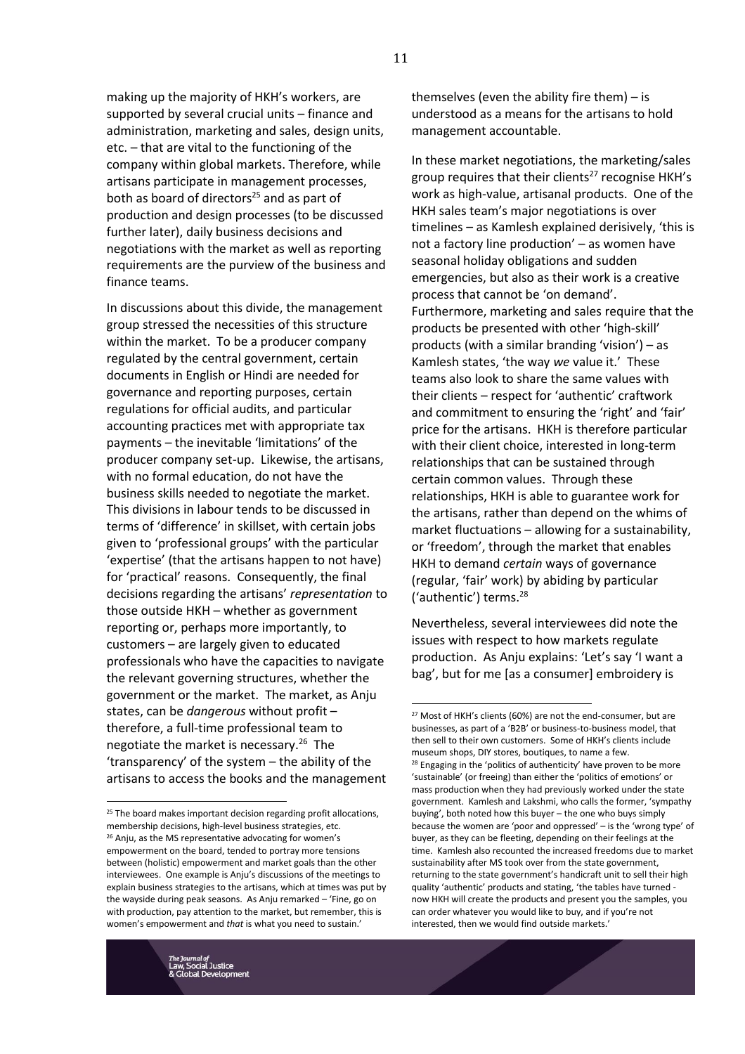making up the majority of HKH's workers, are supported by several crucial units – finance and administration, marketing and sales, design units, etc. – that are vital to the functioning of the company within global markets. Therefore, while artisans participate in management processes, both as board of directors[25] and as part of production and design processes (to be discussed further later), daily business decisions and negotiations with the market as well as reporting requirements are the purview of the business and finance teams.

In discussions about this divide, the management group stressed the necessities of this structure within the market. To be a producer company regulated by the central government, certain documents in English or Hindi are needed for governance and reporting purposes, certain regulations for official audits, and particular accounting practices met with appropriate tax payments – the inevitable 'limitations' of the producer company set-up. Likewise, the artisans, with no formal education, do not have the business skills needed to negotiate the market. This divisions in labour tends to be discussed in terms of 'difference' in skillset, with certain jobs given to 'professional groups' with the particular 'expertise' (that the artisans happen to not have) for 'practical' reasons. Consequently, the final decisions regarding the artisans' *representation* to those outside HKH – whether as government reporting or, perhaps more importantly, to customers – are largely given to educated professionals who have the capacities to navigate the relevant governing structures, whether the government or the market. The market, as Anju states, can be *dangerous* without profit – therefore, a full-time professional team to negotiate the market is necessary.[26] The 'transparency' of the system – the ability of the artisans to access the books and the management themselves (even the ability fire them) – is understood as a means for the artisans to hold management accountable.

In these market negotiations, the marketing/sales group requires that their clients[27] recognise HKH's work as high-value, artisanal products. One of the HKH sales team's major negotiations is over timelines – as Kamlesh explained derisively, 'this is not a factory line production' – as women have seasonal holiday obligations and sudden emergencies, but also as their work is a creative process that cannot be 'on demand'. Furthermore, marketing and sales require that the products be presented with other 'high-skill' products (with a similar branding 'vision') – as Kamlesh states, 'the way *we* value it.' These teams also look to share the same values with their clients – respect for 'authentic' craftwork and commitment to ensuring the 'right' and 'fair' price for the artisans. HKH is therefore particular with their client choice, interested in long-term relationships that can be sustained through certain common values. Through these relationships, HKH is able to guarantee work for the artisans, rather than depend on the whims of market fluctuations – allowing for a sustainability, or 'freedom', through the market that enables HKH to demand *certain* ways of governance (regular, 'fair' work) by abiding by particular ('authentic') terms.[28]

Nevertheless, several interviewees did note the issues with respect to how markets regulate production. As Anju explains: 'Let's say 'I want a bag', but for me [as a consumer] embroidery is

---

[25] The board makes important decision regarding profit allocations, membership decisions, high-level business strategies, etc.

[26] Anju, as the MS representative advocating for women's empowerment on the board, tended to portray more tensions between (holistic) empowerment and market goals than the other interviewees. One example is Anju's discussions of the meetings to explain business strategies to the artisans, which at times was put by the wayside during peak seasons. As Anju remarked – 'Fine, go on with production, pay attention to the market, but remember, this is women's empowerment and *that* is what you need to sustain.'

[27] Most of HKH's clients (60%) are not the end-consumer, but are businesses, as part of a 'B2B' or business-to-business model, that then sell to their own customers. Some of HKH's clients include museum shops, DIY stores, boutiques, to name a few.

[28] Engaging in the 'politics of authenticity' have proven to be more 'sustainable' (or freeing) than either the 'politics of emotions' or mass production when they had previously worked under the state government. Kamlesh and Lakshmi, who calls the former, 'sympathy buying', both noted how this buyer – the one who buys simply because the women are 'poor and oppressed' – is the 'wrong type' of buyer, as they can be fleeting, depending on their feelings at the time. Kamlesh also recounted the increased freedoms due to market sustainability after MS took over from the state government, returning to the state government's handicraft unit to sell their high quality 'authentic' products and stating, 'the tables have turned - now HKH will create the products and present you the samples, you can order whatever you would like to buy, and if you're not interested, then we would find outside markets.'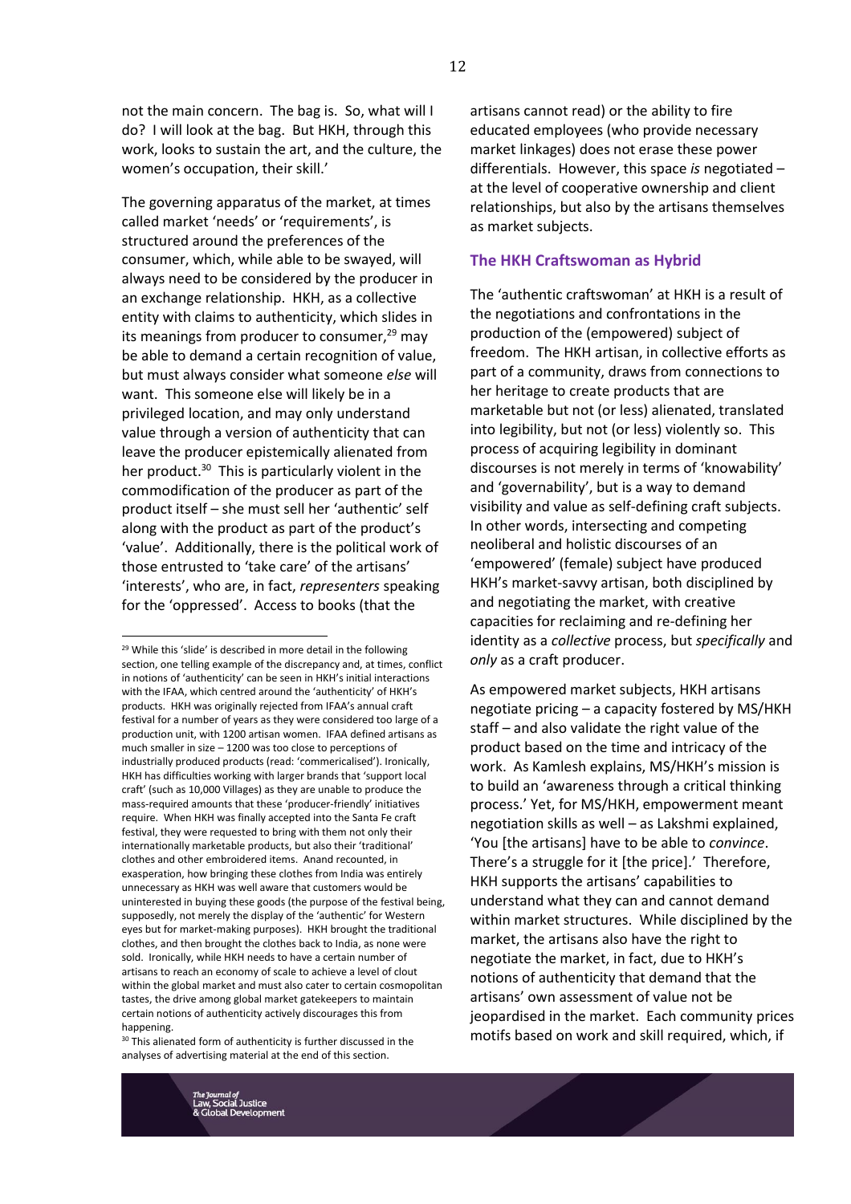not the main concern. The bag is. So, what will I do? I will look at the bag. But HKH, through this work, looks to sustain the art, and the culture, the women's occupation, their skill.'

The governing apparatus of the market, at times called market 'needs' or 'requirements', is structured around the preferences of the consumer, which, while able to be swayed, will always need to be considered by the producer in an exchange relationship. HKH, as a collective entity with claims to authenticity, which slides in its meanings from producer to consumer,[29] may be able to demand a certain recognition of value, but must always consider what someone *else* will want. This someone else will likely be in a privileged location, and may only understand value through a version of authenticity that can leave the producer epistemically alienated from her product.[30] This is particularly violent in the commodification of the producer as part of the product itself – she must sell her 'authentic' self along with the product as part of the product's 'value'. Additionally, there is the political work of those entrusted to 'take care' of the artisans' 'interests', who are, in fact, *representers* speaking for the 'oppressed'. Access to books (that the artisans cannot read) or the ability to fire educated employees (who provide necessary market linkages) does not erase these power differentials. However, this space *is* negotiated – at the level of cooperative ownership and client relationships, but also by the artisans themselves as market subjects.

## The HKH Craftswoman as Hybrid

The 'authentic craftswoman' at HKH is a result of the negotiations and confrontations in the production of the (empowered) subject of freedom. The HKH artisan, in collective efforts as part of a community, draws from connections to her heritage to create products that are marketable but not (or less) alienated, translated into legibility, but not (or less) violently so. This process of acquiring legibility in dominant discourses is not merely in terms of 'knowability' and 'governability', but is a way to demand visibility and value as self-defining craft subjects. In other words, intersecting and competing neoliberal and holistic discourses of an 'empowered' (female) subject have produced HKH's market-savvy artisan, both disciplined by and negotiating the market, with creative capacities for reclaiming and re-defining her identity as a *collective* process, but *specifically* and *only* as a craft producer.

As empowered market subjects, HKH artisans negotiate pricing – a capacity fostered by MS/HKH staff – and also validate the right value of the product based on the time and intricacy of the work. As Kamlesh explains, MS/HKH's mission is to build an 'awareness through a critical thinking process.' Yet, for MS/HKH, empowerment meant negotiation skills as well – as Lakshmi explained, 'You [the artisans] have to be able to *convince*. There's a struggle for it [the price].' Therefore, HKH supports the artisans' capabilities to understand what they can and cannot demand within market structures. While disciplined by the market, the artisans also have the right to negotiate the market, in fact, due to HKH's notions of authenticity that demand that the artisans' own assessment of value not be jeopardised in the market. Each community prices motifs based on work and skill required, which, if

---

[29] While this 'slide' is described in more detail in the following section, one telling example of the discrepancy and, at times, conflict in notions of 'authenticity' can be seen in HKH's initial interactions with the IFAA, which centred around the 'authenticity' of HKH's products. HKH was originally rejected from IFAA's annual craft festival for a number of years as they were considered too large of a production unit, with 1200 artisan women. IFAA defined artisans as much smaller in size – 1200 was too close to perceptions of industrially produced products (read: 'commercialised'). Ironically, HKH has difficulties working with larger brands that 'support local craft' (such as 10,000 Villages) as they are unable to produce the mass-required amounts that these 'producer-friendly' initiatives require. When HKH was finally accepted into the Santa Fe craft festival, they were requested to bring with them not only their internationally marketable products, but also their 'traditional' clothes and other embroidered items. Anand recounted, in exasperation, how bringing these clothes from India was entirely unnecessary as HKH was well aware that customers would be uninterested in buying these goods (the purpose of the festival being, supposedly, not merely the display of the 'authentic' for Western eyes but for market-making purposes). HKH brought the traditional clothes, and then brought the clothes back to India, as none were sold. Ironically, while HKH needs to have a certain number of artisans to reach an economy of scale to achieve a level of clout within the global market and must also cater to certain cosmopolitan tastes, the drive among global market gatekeepers to maintain certain notions of authenticity actively discourages this from happening.

[30] This alienated form of authenticity is further discussed in the analyses of advertising material at the end of this section.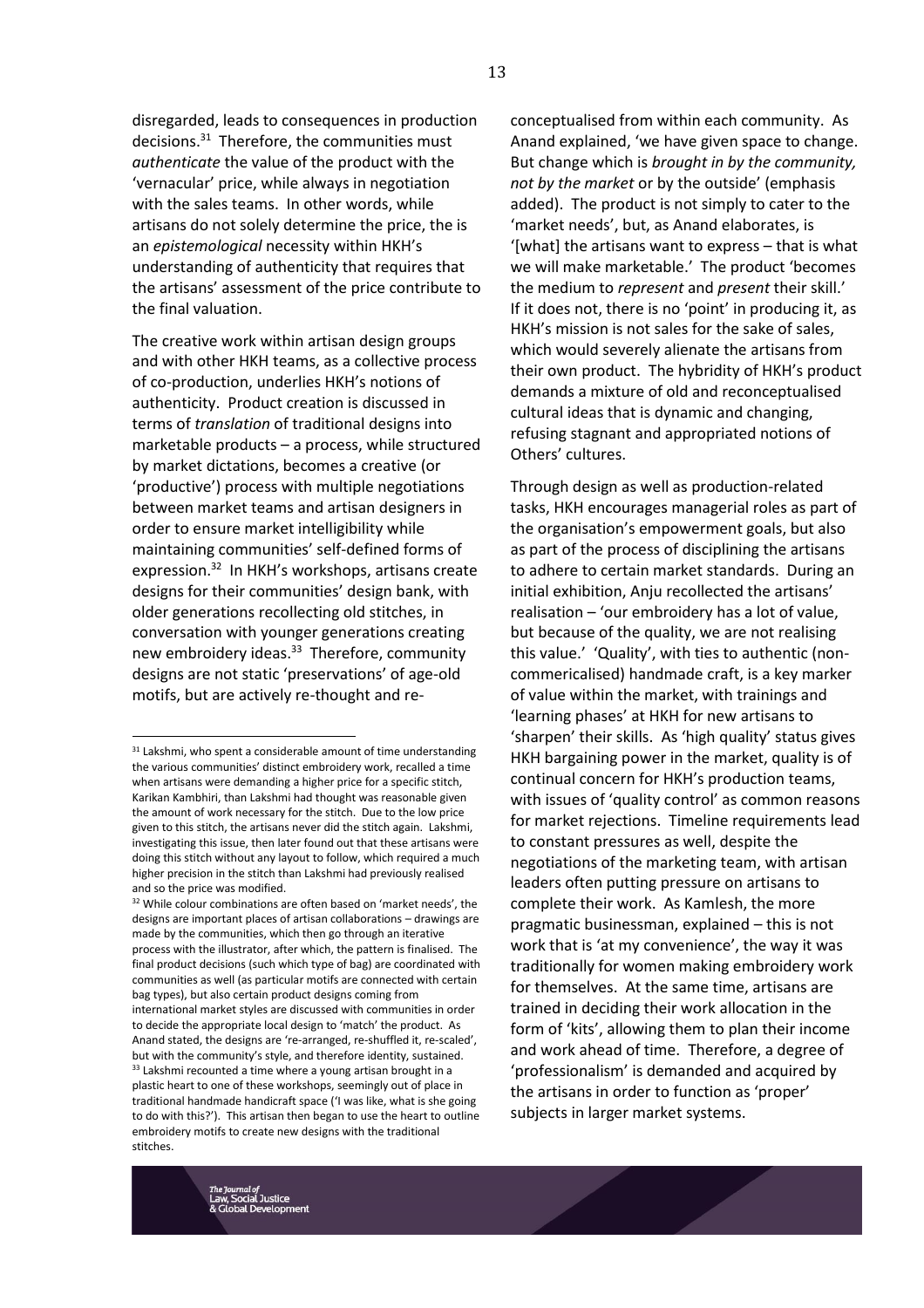disregarded, leads to consequences in production decisions.[31] Therefore, the communities must *authenticate* the value of the product with the 'vernacular' price, while always in negotiation with the sales teams. In other words, while artisans do not solely determine the price, the is an *epistemological* necessity within HKH's understanding of authenticity that requires that the artisans' assessment of the price contribute to the final valuation.

The creative work within artisan design groups and with other HKH teams, as a collective process of co-production, underlies HKH's notions of authenticity. Product creation is discussed in terms of *translation* of traditional designs into marketable products – a process, while structured by market dictations, becomes a creative (or 'productive') process with multiple negotiations between market teams and artisan designers in order to ensure market intelligibility while maintaining communities' self-defined forms of expression.[32] In HKH's workshops, artisans create designs for their communities' design bank, with older generations recollecting old stitches, in conversation with younger generations creating new embroidery ideas.[33] Therefore, community designs are not static 'preservations' of age-old motifs, but are actively re-thought and re-conceptualised from within each community. As Anand explained, 'we have given space to change. But change which is *brought in by the community, not by the market* or by the outside' (emphasis added). The product is not simply to cater to the 'market needs', but, as Anand elaborates, is '[what] the artisans want to express – that is what we will make marketable.' The product 'becomes the medium to *represent* and *present* their skill.' If it does not, there is no 'point' in producing it, as HKH's mission is not sales for the sake of sales, which would severely alienate the artisans from their own product. The hybridity of HKH's product demands a mixture of old and reconceptualised cultural ideas that is dynamic and changing, refusing stagnant and appropriated notions of Others' cultures.

Through design as well as production-related tasks, HKH encourages managerial roles as part of the organisation's empowerment goals, but also as part of the process of disciplining the artisans to adhere to certain market standards. During an initial exhibition, Anju recollected the artisans' realisation – 'our embroidery has a lot of value, but because of the quality, we are not realising this value.' 'Quality', with ties to authentic (non-commericalised) handmade craft, is a key marker of value within the market, with trainings and 'learning phases' at HKH for new artisans to 'sharpen' their skills. As 'high quality' status gives HKH bargaining power in the market, quality is of continual concern for HKH's production teams, with issues of 'quality control' as common reasons for market rejections. Timeline requirements lead to constant pressures as well, despite the negotiations of the marketing team, with artisan leaders often putting pressure on artisans to complete their work. As Kamlesh, the more pragmatic businessman, explained – this is not work that is 'at my convenience', the way it was traditionally for women making embroidery work for themselves. At the same time, artisans are trained in deciding their work allocation in the form of 'kits', allowing them to plan their income and work ahead of time. Therefore, a degree of 'professionalism' is demanded and acquired by the artisans in order to function as 'proper' subjects in larger market systems.

---

[31] Lakshmi, who spent a considerable amount of time understanding the various communities' distinct embroidery work, recalled a time when artisans were demanding a higher price for a specific stitch, Karikan Kambhiri, than Lakshmi had thought was reasonable given the amount of work necessary for the stitch. Due to the low price given to this stitch, the artisans never did the stitch again. Lakshmi, investigating this issue, then later found out that these artisans were doing this stitch without any layout to follow, which required a much higher precision in the stitch than Lakshmi had previously realised and so the price was modified.

[32] While colour combinations are often based on 'market needs', the designs are important places of artisan collaborations – drawings are made by the communities, which then go through an iterative process with the illustrator, after which, the pattern is finalised. The final product decisions (such which type of bag) are coordinated with communities as well (as particular motifs are connected with certain bag types), but also certain product designs coming from international market styles are discussed with communities in order to decide the appropriate local design to 'match' the product. As Anand stated, the designs are 're-arranged, re-shuffled it, re-scaled', but with the community's style, and therefore identity, sustained.

[33] Lakshmi recounted a time where a young artisan brought in a plastic heart to one of these workshops, seemingly out of place in traditional handmade handicraft space ('I was like, what is she going to do with this?'). This artisan then began to use the heart to outline embroidery motifs to create new designs with the traditional stitches.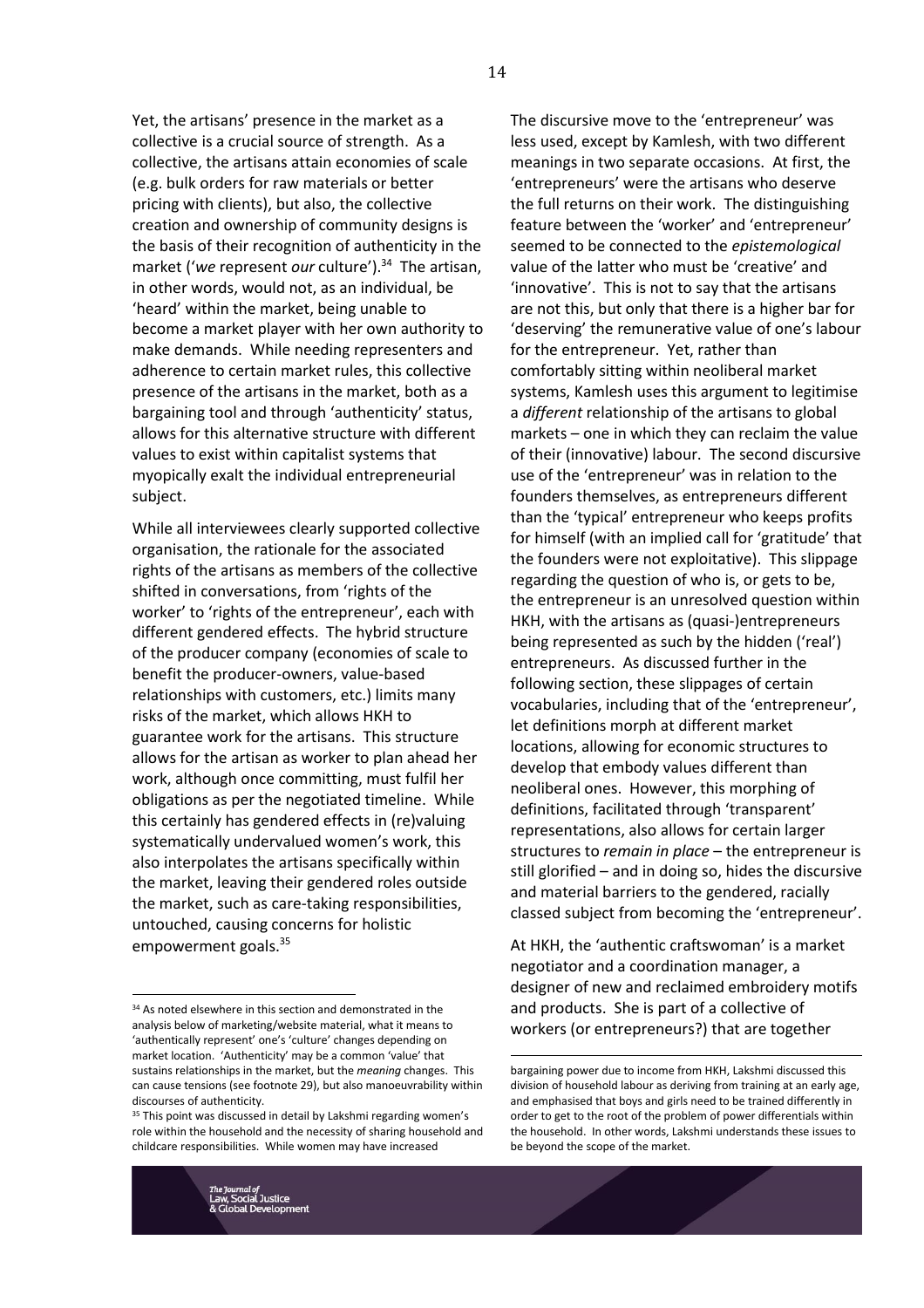Yet, the artisans' presence in the market as a collective is a crucial source of strength. As a collective, the artisans attain economies of scale (e.g. bulk orders for raw materials or better pricing with clients), but also, the collective creation and ownership of community designs is the basis of their recognition of authenticity in the market ('*we* represent *our* culture').[34] The artisan, in other words, would not, as an individual, be 'heard' within the market, being unable to become a market player with her own authority to make demands. While needing representers and adherence to certain market rules, this collective presence of the artisans in the market, both as a bargaining tool and through 'authenticity' status, allows for this alternative structure with different values to exist within capitalist systems that myopically exalt the individual entrepreneurial subject.

While all interviewees clearly supported collective organisation, the rationale for the associated rights of the artisans as members of the collective shifted in conversations, from 'rights of the worker' to 'rights of the entrepreneur', each with different gendered effects. The hybrid structure of the producer company (economies of scale to benefit the producer-owners, value-based relationships with customers, etc.) limits many risks of the market, which allows HKH to guarantee work for the artisans. This structure allows for the artisan as worker to plan ahead her work, although once committing, must fulfil her obligations as per the negotiated timeline. While this certainly has gendered effects in (re)valuing systematically undervalued women's work, this also interpolates the artisans specifically within the market, leaving their gendered roles outside the market, such as care-taking responsibilities, untouched, causing concerns for holistic empowerment goals.[35]

The discursive move to the 'entrepreneur' was less used, except by Kamlesh, with two different meanings in two separate occasions. At first, the 'entrepreneurs' were the artisans who deserve the full returns on their work. The distinguishing feature between the 'worker' and 'entrepreneur' seemed to be connected to the *epistemological* value of the latter who must be 'creative' and 'innovative'. This is not to say that the artisans are not this, but only that there is a higher bar for 'deserving' the remunerative value of one's labour for the entrepreneur. Yet, rather than comfortably sitting within neoliberal market systems, Kamlesh uses this argument to legitimise a *different* relationship of the artisans to global markets – one in which they can reclaim the value of their (innovative) labour. The second discursive use of the 'entrepreneur' was in relation to the founders themselves, as entrepreneurs different than the 'typical' entrepreneur who keeps profits for himself (with an implied call for 'gratitude' that the founders were not exploitative). This slippage regarding the question of who is, or gets to be, the entrepreneur is an unresolved question within HKH, with the artisans as (quasi-)entrepreneurs being represented as such by the hidden ('real') entrepreneurs. As discussed further in the following section, these slippages of certain vocabularies, including that of the 'entrepreneur', let definitions morph at different market locations, allowing for economic structures to develop that embody values different than neoliberal ones. However, this morphing of definitions, facilitated through 'transparent' representations, also allows for certain larger structures to *remain in place* – the entrepreneur is still glorified – and in doing so, hides the discursive and material barriers to the gendered, racially classed subject from becoming the 'entrepreneur'.

At HKH, the 'authentic craftswoman' is a market negotiator and a coordination manager, a designer of new and reclaimed embroidery motifs and products. She is part of a collective of workers (or entrepreneurs?) that are together

---

[34] As noted elsewhere in this section and demonstrated in the analysis below of marketing/website material, what it means to 'authentically represent' one's 'culture' changes depending on market location. 'Authenticity' may be a common 'value' that sustains relationships in the market, but the *meaning* changes. This can cause tensions (see footnote 29), but also manoeuvrability within discourses of authenticity.

[35] This point was discussed in detail by Lakshmi regarding women's role within the household and the necessity of sharing household and childcare responsibilities. While women may have increased bargaining power due to income from HKH, Lakshmi discussed this division of household labour as deriving from training at an early age, and emphasised that boys and girls need to be trained differently in order to get to the root of the problem of power differentials within the household. In other words, Lakshmi understands these issues to be beyond the scope of the market.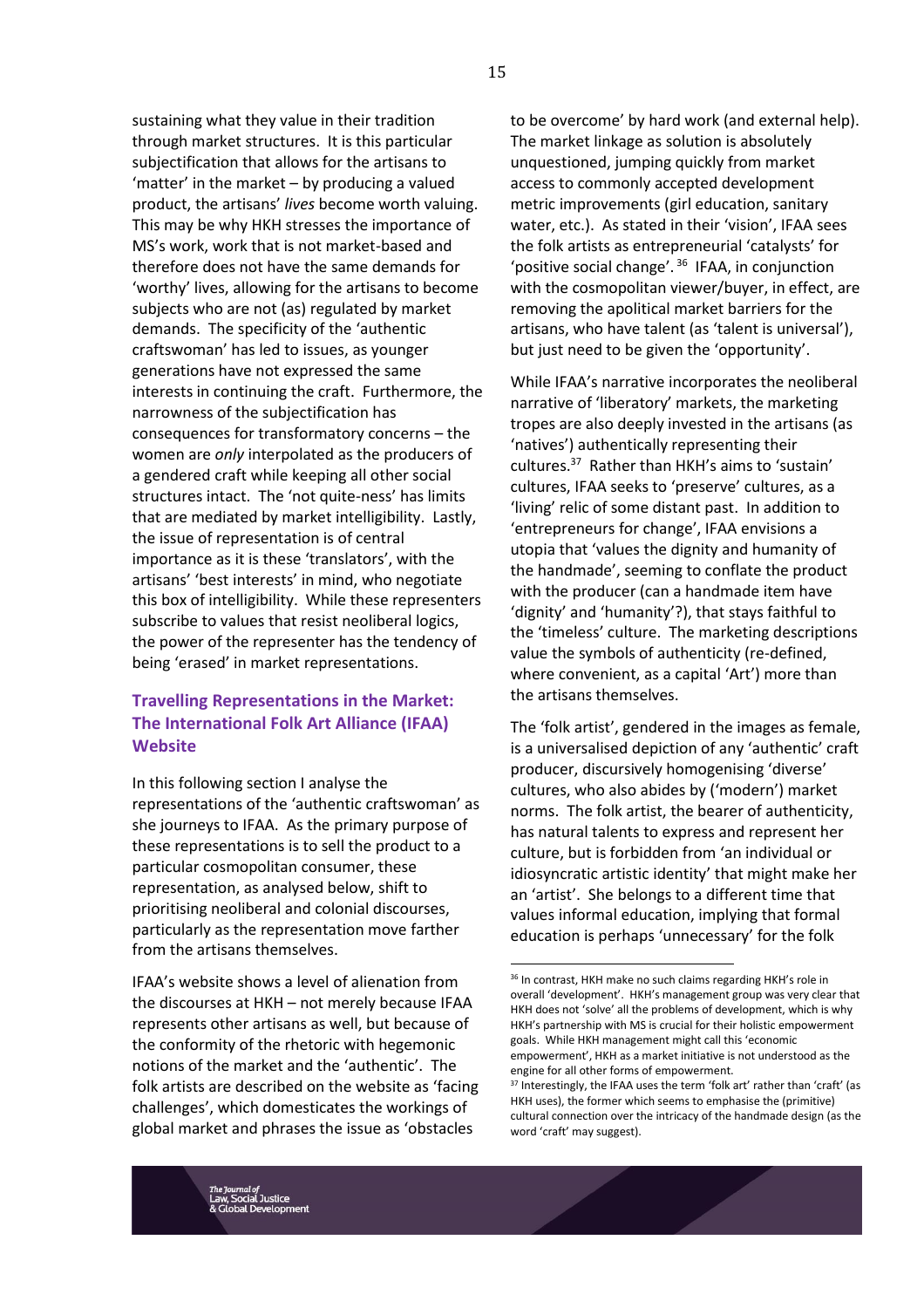sustaining what they value in their tradition through market structures. It is this particular subjectification that allows for the artisans to 'matter' in the market – by producing a valued product, the artisans' *lives* become worth valuing. This may be why HKH stresses the importance of MS's work, work that is not market-based and therefore does not have the same demands for 'worthy' lives, allowing for the artisans to become subjects who are not (as) regulated by market demands. The specificity of the 'authentic craftswoman' has led to issues, as younger generations have not expressed the same interests in continuing the craft. Furthermore, the narrowness of the subjectification has consequences for transformatory concerns – the women are *only* interpolated as the producers of a gendered craft while keeping all other social structures intact. The 'not quite-ness' has limits that are mediated by market intelligibility. Lastly, the issue of representation is of central importance as it is these 'translators', with the artisans' 'best interests' in mind, who negotiate this box of intelligibility. While these representers subscribe to values that resist neoliberal logics, the power of the representer has the tendency of being 'erased' in market representations.

## Travelling Representations in the Market: The International Folk Art Alliance (IFAA) Website

In this following section I analyse the representations of the 'authentic craftswoman' as she journeys to IFAA. As the primary purpose of these representations is to sell the product to a particular cosmopolitan consumer, these representation, as analysed below, shift to prioritising neoliberal and colonial discourses, particularly as the representation move farther from the artisans themselves.

IFAA's website shows a level of alienation from the discourses at HKH – not merely because IFAA represents other artisans as well, but because of the conformity of the rhetoric with hegemonic notions of the market and the 'authentic'. The folk artists are described on the website as 'facing challenges', which domesticates the workings of global market and phrases the issue as 'obstacles to be overcome' by hard work (and external help). The market linkage as solution is absolutely unquestioned, jumping quickly from market access to commonly accepted development metric improvements (girl education, sanitary water, etc.). As stated in their 'vision', IFAA sees the folk artists as entrepreneurial 'catalysts' for 'positive social change'.[36] IFAA, in conjunction with the cosmopolitan viewer/buyer, in effect, are removing the apolitical market barriers for the artisans, who have talent (as 'talent is universal'), but just need to be given the 'opportunity'.

While IFAA's narrative incorporates the neoliberal narrative of 'liberatory' markets, the marketing tropes are also deeply invested in the artisans (as 'natives') authentically representing their cultures.[37] Rather than HKH's aims to 'sustain' cultures, IFAA seeks to 'preserve' cultures, as a 'living' relic of some distant past. In addition to 'entrepreneurs for change', IFAA envisions a utopia that 'values the dignity and humanity of the handmade', seeming to conflate the product with the producer (can a handmade item have 'dignity' and 'humanity'?), that stays faithful to the 'timeless' culture. The marketing descriptions value the symbols of authenticity (re-defined, where convenient, as a capital 'Art') more than the artisans themselves.

The 'folk artist', gendered in the images as female, is a universalised depiction of any 'authentic' craft producer, discursively homogenising 'diverse' cultures, who also abides by ('modern') market norms. The folk artist, the bearer of authenticity, has natural talents to express and represent her culture, but is forbidden from 'an individual or idiosyncratic artistic identity' that might make her an 'artist'. She belongs to a different time that values informal education, implying that formal education is perhaps 'unnecessary' for the folk

[36] In contrast, HKH make no such claims regarding HKH's role in overall 'development'. HKH's management group was very clear that HKH does not 'solve' all the problems of development, which is why HKH's partnership with MS is crucial for their holistic empowerment goals. While HKH management might call this 'economic empowerment', HKH as a market initiative is not understood as the engine for all other forms of empowerment.

[37] Interestingly, the IFAA uses the term 'folk art' rather than 'craft' (as HKH uses), the former which seems to emphasise the (primitive) cultural connection over the intricacy of the handmade design (as the word 'craft' may suggest).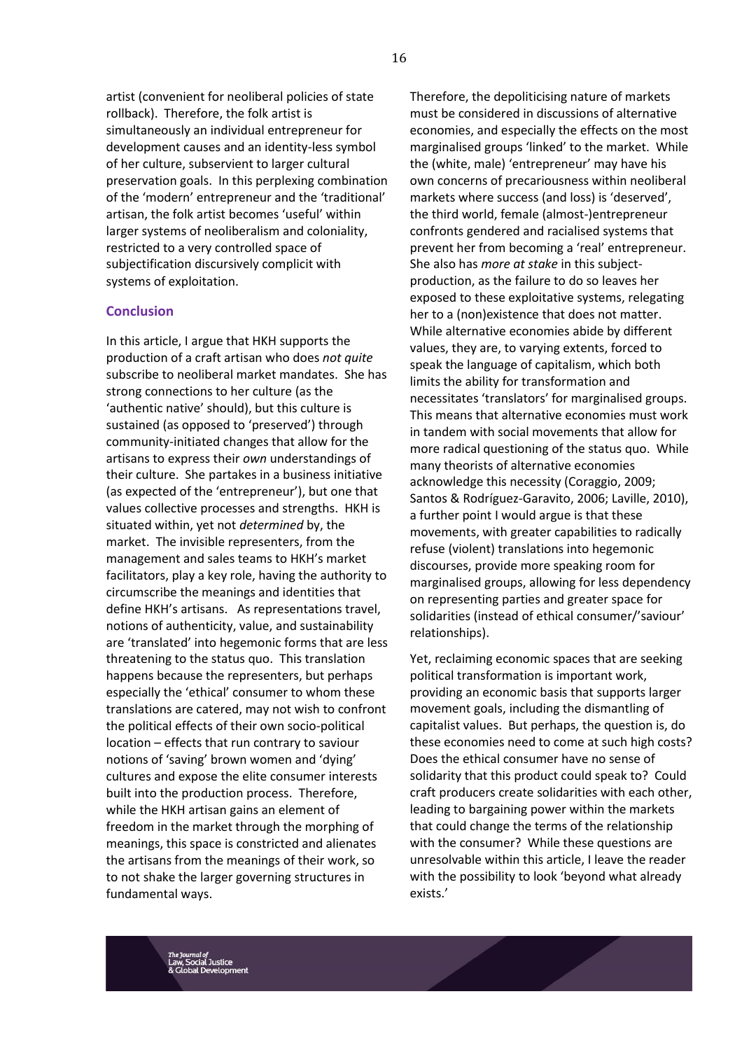artist (convenient for neoliberal policies of state rollback). Therefore, the folk artist is simultaneously an individual entrepreneur for development causes and an identity-less symbol of her culture, subservient to larger cultural preservation goals. In this perplexing combination of the 'modern' entrepreneur and the 'traditional' artisan, the folk artist becomes 'useful' within larger systems of neoliberalism and coloniality, restricted to a very controlled space of subjectification discursively complicit with systems of exploitation.

## Conclusion

In this article, I argue that HKH supports the production of a craft artisan who does *not quite* subscribe to neoliberal market mandates. She has strong connections to her culture (as the 'authentic native' should), but this culture is sustained (as opposed to 'preserved') through community-initiated changes that allow for the artisans to express their *own* understandings of their culture. She partakes in a business initiative (as expected of the 'entrepreneur'), but one that values collective processes and strengths. HKH is situated within, yet not *determined* by, the market. The invisible representers, from the management and sales teams to HKH's market facilitators, play a key role, having the authority to circumscribe the meanings and identities that define HKH's artisans. As representations travel, notions of authenticity, value, and sustainability are 'translated' into hegemonic forms that are less threatening to the status quo. This translation happens because the representers, but perhaps especially the 'ethical' consumer to whom these translations are catered, may not wish to confront the political effects of their own socio-political location – effects that run contrary to saviour notions of 'saving' brown women and 'dying' cultures and expose the elite consumer interests built into the production process. Therefore, while the HKH artisan gains an element of freedom in the market through the morphing of meanings, this space is constricted and alienates the artisans from the meanings of their work, so to not shake the larger governing structures in fundamental ways.

Therefore, the depoliticising nature of markets must be considered in discussions of alternative economies, and especially the effects on the most marginalised groups 'linked' to the market. While the (white, male) 'entrepreneur' may have his own concerns of precariousness within neoliberal markets where success (and loss) is 'deserved', the third world, female (almost-)entrepreneur confronts gendered and racialised systems that prevent her from becoming a 'real' entrepreneur. She also has *more at stake* in this subject-production, as the failure to do so leaves her exposed to these exploitative systems, relegating her to a (non)existence that does not matter. While alternative economies abide by different values, they are, to varying extents, forced to speak the language of capitalism, which both limits the ability for transformation and necessitates 'translators' for marginalised groups. This means that alternative economies must work in tandem with social movements that allow for more radical questioning of the status quo. While many theorists of alternative economies acknowledge this necessity (Coraggio, 2009; Santos & Rodríguez-Garavito, 2006; Laville, 2010), a further point I would argue is that these movements, with greater capabilities to radically refuse (violent) translations into hegemonic discourses, provide more speaking room for marginalised groups, allowing for less dependency on representing parties and greater space for solidarities (instead of ethical consumer/'saviour' relationships).

Yet, reclaiming economic spaces that are seeking political transformation is important work, providing an economic basis that supports larger movement goals, including the dismantling of capitalist values. But perhaps, the question is, do these economies need to come at such high costs? Does the ethical consumer have no sense of solidarity that this product could speak to? Could craft producers create solidarities with each other, leading to bargaining power within the markets that could change the terms of the relationship with the consumer? While these questions are unresolvable within this article, I leave the reader with the possibility to look 'beyond what already exists.'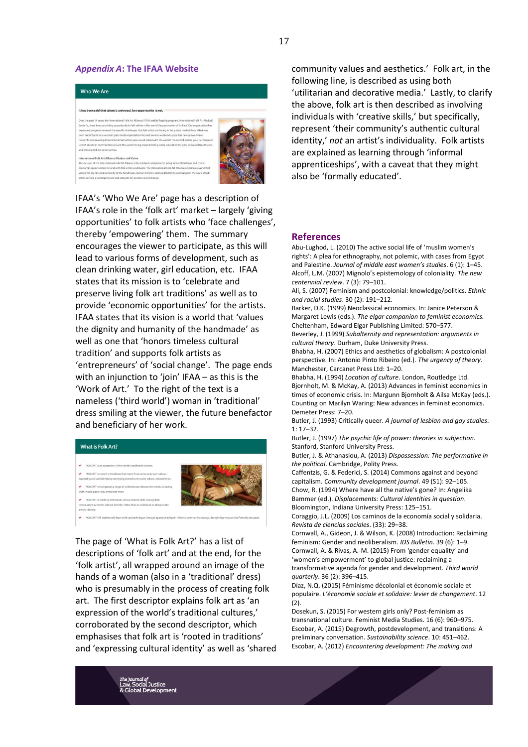## *Appendix A*: The IFAA Website

IFAA's 'Who We Are' page has a description of IFAA's role in the 'folk art' market – largely 'giving opportunities' to folk artists who 'face challenges', thereby 'empowering' them. The summary encourages the viewer to participate, as this will lead to various forms of development, such as clean drinking water, girl education, etc. IFAA states that its mission is to 'celebrate and preserve living folk art traditions' as well as to provide 'economic opportunities' for the artists. IFAA states that its vision is a world that 'values the dignity and humanity of the handmade' as well as one that 'honors timeless cultural tradition' and supports folk artists as 'entrepreneurs' of 'social change'. The page ends with an injunction to 'join' IFAA – as this is the 'Work of Art.' To the right of the text is a nameless ('third world') woman in 'traditional' dress smiling at the viewer, the future benefactor and beneficiary of her work.

The page of 'What is Folk Art?' has a list of descriptions of 'folk art' and at the end, for the 'folk artist', all wrapped around an image of the hands of a woman (also in a 'traditional' dress) who is presumably in the process of creating folk art. The first descriptor explains folk art as 'an expression of the world's traditional cultures,' corroborated by the second descriptor, which emphasises that folk art is 'rooted in traditions' and 'expressing cultural identity' as well as 'shared community values and aesthetics.' Folk art, in the following line, is described as using both 'utilitarian and decorative media.' Lastly, to clarify the above, folk art is then described as involving individuals with 'creative skills,' but specifically, represent 'their community's authentic cultural identity,' *not* an artist's individuality. Folk artists are explained as learning through 'informal apprenticeships', with a caveat that they might also be 'formally educated'.

## References

Abu-Lughod, L. (2010) The active social life of 'muslim women's rights': A plea for ethnography, not polemic, with cases from Egypt and Palestine. *Journal of middle east women's studies*. 6 (1): 1–45.

Alcoff, L.M. (2007) Mignolo's epistemology of coloniality. *The new centennial review*. 7 (3): 79–101.

Ali, S. (2007) Feminism and postcolonial: knowledge/politics. *Ethnic and racial studies*. 30 (2): 191–212.

Barker, D.K. (1999) Neoclassical economics. In: Janice Peterson & Margaret Lewis (eds.). *The elgar companion to feminist economics.* Cheltenham, Edward Elgar Publishing Limited: 570–577.

Beverley, J. (1999) *Subalternity and representation: arguments in cultural theory*. Durham, Duke University Press.

Bhabha, H. (2007) Ethics and aesthetics of globalism: A postcolonial perspective. In: Antonio Pinto Ribeiro (ed.). *The urgency of theory*. Manchester, Carcanet Press Ltd: 1–20.

Bhabha, H. (1994) *Location of culture*. London, Routledge Ltd.

Bjornholt, M. & McKay, A. (2013) Advances in feminist economics in times of economic crisis. In: Margunn Bjornholt & Ailsa McKay (eds.). Counting on Marilyn Waring: New advances in feminist economics. Demeter Press: 7–20.

Butler, J. (1993) Critically queer. *A journal of lesbian and gay studies*. 1: 17–32.

Butler, J. (1997) *The psychic life of power: theories in subjection*. Stanford, Stanford University Press.

Butler, J. & Athanasiou, A. (2013) *Dispossession: The performative in the political*. Cambridge, Polity Press.

Caffentzis, G. & Federici, S. (2014) Commons against and beyond capitalism. *Community development journal*. 49 (S1): 92–105.

Chow, R. (1994) Where have all the native's gone? In: Angelika Bammer (ed.). *Displacements: Cultural identities in question*. Bloomington, Indiana University Press: 125–151.

Coraggio, J.L. (2009) Los caminos de la economía social y solidaria. *Revista de ciencias sociales*. (33): 29–38.

Cornwall, A., Gideon, J. & Wilson, K. (2008) Introduction: Reclaiming feminism: Gender and neoliberalism. *IDS Bulletin*. 39 (6): 1–9.

Cornwall, A. & Rivas, A.-M. (2015) From 'gender equality' and 'women's empowerment' to global justice: reclaiming a transformative agenda for gender and development. *Third world quarterly*. 36 (2): 396–415.

Díaz, N.Q. (2015) Féminisme décolonial et économie sociale et populaire. *L'économie sociale et solidaire: levier de changement*. 12 (2).

Dosekun, S. (2015) For western girls only? Post-feminism as transnational culture. Feminist Media Studies. 16 (6): 960–975.

Escobar, A. (2015) Degrowth, postdevelopment, and transitions: A preliminary conversation. *Sustainability science*. 10: 451–462.

Escobar, A. (2012) *Encountering development: The making and*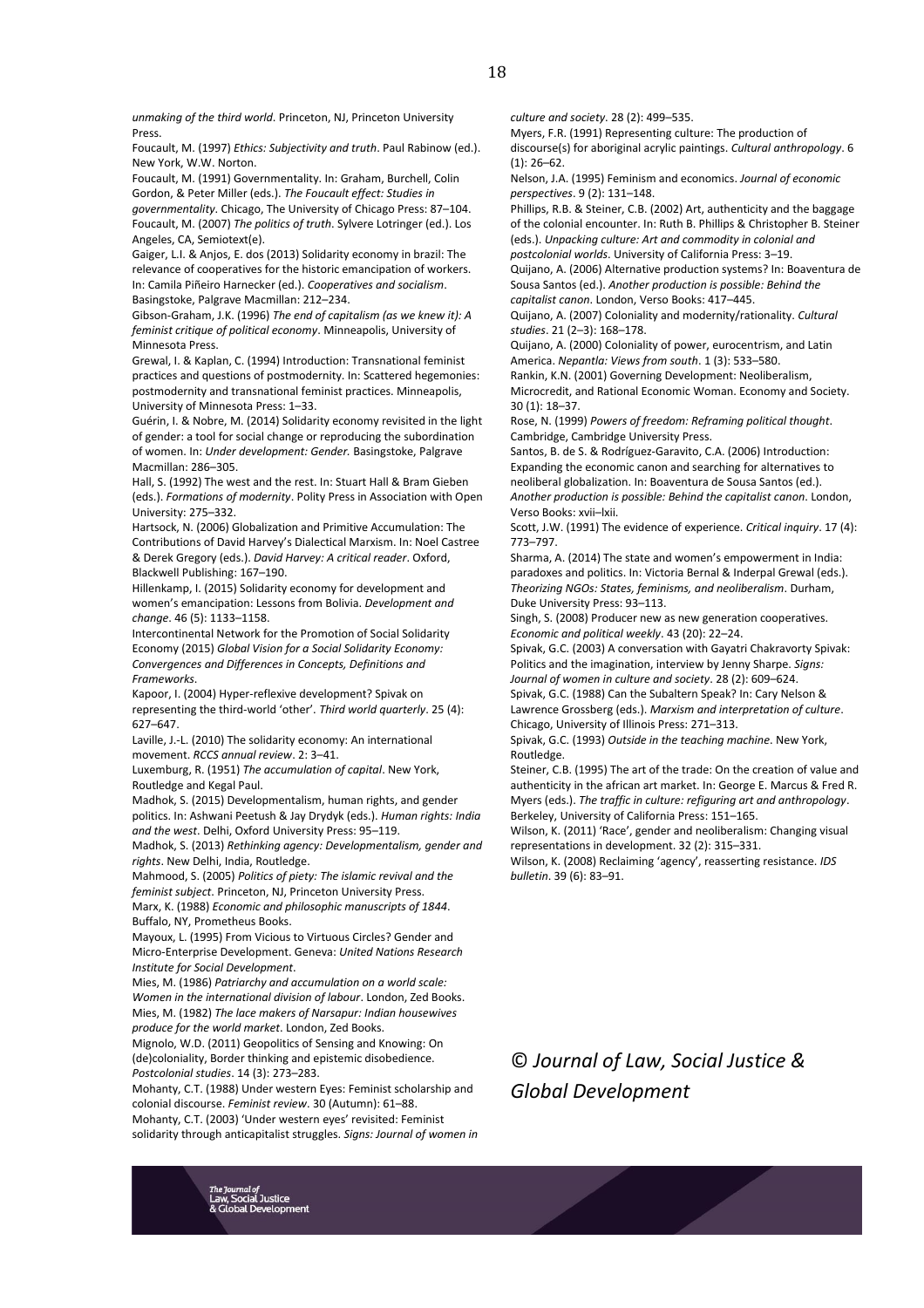*unmaking of the third world*. Princeton, NJ, Princeton University Press.

Foucault, M. (1997) *Ethics: Subjectivity and truth*. Paul Rabinow (ed.). New York, W.W. Norton.

Foucault, M. (1991) Governmentality. In: Graham, Burchell, Colin Gordon, & Peter Miller (eds.). *The Foucault effect: Studies in governmentality*. Chicago, The University of Chicago Press: 87–104.

Foucault, M. (2007) *The politics of truth*. Sylvere Lotringer (ed.). Los Angeles, CA, Semiotext(e).

Gaiger, L.I. & Anjos, E. dos (2013) Solidarity economy in brazil: The relevance of cooperatives for the historic emancipation of workers. In: Camila Piñeiro Harnecker (ed.). *Cooperatives and socialism*. Basingstoke, Palgrave Macmillan: 212–234.

Gibson-Graham, J.K. (1996) *The end of capitalism (as we knew it): A feminist critique of political economy*. Minneapolis, University of Minnesota Press.

Grewal, I. & Kaplan, C. (1994) Introduction: Transnational feminist practices and questions of postmodernity. In: Scattered hegemonies: postmodernity and transnational feminist practices. Minneapolis, University of Minnesota Press: 1–33.

Guérin, I. & Nobre, M. (2014) Solidarity economy revisited in the light of gender: a tool for social change or reproducing the subordination of women. In: *Under development: Gender.* Basingstoke, Palgrave Macmillan: 286–305.

Hall, S. (1992) The west and the rest. In: Stuart Hall & Bram Gieben (eds.). *Formations of modernity*. Polity Press in Association with Open University: 275–332.

Hartsock, N. (2006) Globalization and Primitive Accumulation: The Contributions of David Harvey's Dialectical Marxism. In: Noel Castree & Derek Gregory (eds.). *David Harvey: A critical reader*. Oxford, Blackwell Publishing: 167–190.

Hillenkamp, I. (2015) Solidarity economy for development and women's emancipation: Lessons from Bolivia. *Development and change*. 46 (5): 1133–1158.

Intercontinental Network for the Promotion of Social Solidarity Economy (2015) *Global Vision for a Social Solidarity Economy: Convergences and Differences in Concepts, Definitions and Frameworks*.

Kapoor, I. (2004) Hyper-reflexive development? Spivak on representing the third-world 'other'. *Third world quarterly*. 25 (4): 627–647.

Laville, J.-L. (2010) The solidarity economy: An international movement. *RCCS annual review*. 2: 3–41.

Luxemburg, R. (1951) *The accumulation of capital*. New York, Routledge and Kegal Paul.

Madhok, S. (2015) Developmentalism, human rights, and gender politics. In: Ashwani Peetush & Jay Drydyk (eds.). *Human rights: India and the west*. Delhi, Oxford University Press: 95–119.

Madhok, S. (2013) *Rethinking agency: Developmentalism, gender and rights*. New Delhi, India, Routledge.

Mahmood, S. (2005) *Politics of piety: The islamic revival and the feminist subject*. Princeton, NJ, Princeton University Press.

Marx, K. (1988) *Economic and philosophic manuscripts of 1844*. Buffalo, NY, Prometheus Books.

Mayoux, L. (1995) From Vicious to Virtuous Circles? Gender and Micro-Enterprise Development. Geneva: *United Nations Research Institute for Social Development*.

Mies, M. (1986) *Patriarchy and accumulation on a world scale: Women in the international division of labour*. London, Zed Books.

Mies, M. (1982) *The lace makers of Narsapur: Indian housewives produce for the world market*. London, Zed Books.

Mignolo, W.D. (2011) Geopolitics of Sensing and Knowing: On (de)coloniality, Border thinking and epistemic disobedience. *Postcolonial studies*. 14 (3): 273–283.

Mohanty, C.T. (1988) Under western Eyes: Feminist scholarship and colonial discourse. *Feminist review*. 30 (Autumn): 61–88.

Mohanty, C.T. (2003) 'Under western eyes' revisited: Feminist solidarity through anticapitalist struggles. *Signs: Journal of women in culture and society*. 28 (2): 499–535.

Myers, F.R. (1991) Representing culture: The production of discourse(s) for aboriginal acrylic paintings. *Cultural anthropology*. 6 (1): 26–62.

Nelson, J.A. (1995) Feminism and economics. *Journal of economic perspectives*. 9 (2): 131–148.

Phillips, R.B. & Steiner, C.B. (2002) Art, authenticity and the baggage of the colonial encounter. In: Ruth B. Phillips & Christopher B. Steiner (eds.). *Unpacking culture: Art and commodity in colonial and postcolonial worlds*. University of California Press: 3–19.

Quijano, A. (2006) Alternative production systems? In: Boaventura de Sousa Santos (ed.). *Another production is possible: Behind the capitalist canon*. London, Verso Books: 417–445.

Quijano, A. (2007) Coloniality and modernity/rationality. *Cultural studies*. 21 (2–3): 168–178.

Quijano, A. (2000) Coloniality of power, eurocentrism, and Latin America. *Nepantla: Views from south*. 1 (3): 533–580.

Rankin, K.N. (2001) Governing Development: Neoliberalism, Microcredit, and Rational Economic Woman. Economy and Society. 30 (1): 18–37.

Rose, N. (1999) *Powers of freedom: Reframing political thought*. Cambridge, Cambridge University Press.

Santos, B. de S. & Rodríguez-Garavito, C.A. (2006) Introduction: Expanding the economic canon and searching for alternatives to neoliberal globalization. In: Boaventura de Sousa Santos (ed.). *Another production is possible: Behind the capitalist canon*. London, Verso Books: xvii–lxii.

Scott, J.W. (1991) The evidence of experience. *Critical inquiry*. 17 (4): 773–797.

Sharma, A. (2014) The state and women's empowerment in India: paradoxes and politics. In: Victoria Bernal & Inderpal Grewal (eds.). *Theorizing NGOs: States, feminisms, and neoliberalism*. Durham, Duke University Press: 93–113.

Singh, S. (2008) Producer new as new generation cooperatives. *Economic and political weekly*. 43 (20): 22–24.

Spivak, G.C. (2003) A conversation with Gayatri Chakravorty Spivak: Politics and the imagination, interview by Jenny Sharpe. *Signs: Journal of women in culture and society*. 28 (2): 609–624.

Spivak, G.C. (1988) Can the Subaltern Speak? In: Cary Nelson & Lawrence Grossberg (eds.). *Marxism and interpretation of culture*. Chicago, University of Illinois Press: 271–313.

Spivak, G.C. (1993) *Outside in the teaching machine*. New York, Routledge.

Steiner, C.B. (1995) The art of the trade: On the creation of value and authenticity in the african art market. In: George E. Marcus & Fred R. Myers (eds.). *The traffic in culture: refiguring art and anthropology*. Berkeley, University of California Press: 151–165.

Wilson, K. (2011) 'Race', gender and neoliberalism: Changing visual representations in development. 32 (2): 315–331.

Wilson, K. (2008) Reclaiming 'agency', reasserting resistance. *IDS bulletin*. 39 (6): 83–91.

*© Journal of Law, Social Justice & Global Development*